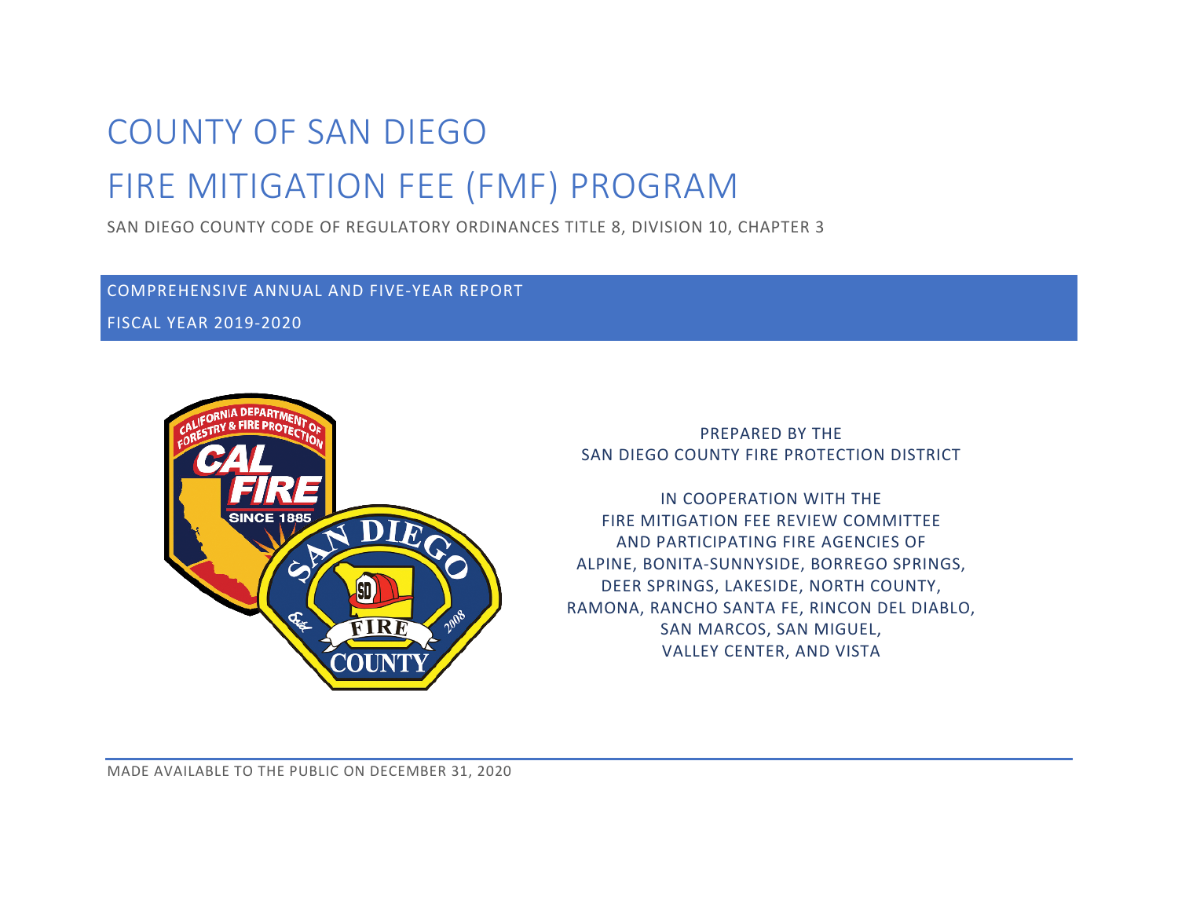# COUNTY OF SAN DIEGO

# FIRE MITIGATION FEE (FMF) PROGRAM

SAN DIEGO COUNTY CODE OF REGULATORY ORDINANCES TITLE 8, DIVISION 10, CHAPTER 3

## COMPREHENSIVE ANNUAL AND FIVE-YEAR REPORT

FISCAL YEAR 2019-2020

PREPARED BY THE
SAN DIEGO COUNTY FIRE PROTECTION DISTRICT

IN COOPERATION WITH THE
FIRE MITIGATION FEE REVIEW COMMITTEE
AND PARTICIPATING FIRE AGENCIES OF
ALPINE, BONITA-SUNNYSIDE, BORREGO SPRINGS,
DEER SPRINGS, LAKESIDE, NORTH COUNTY,
RAMONA, RANCHO SANTA FE, RINCON DEL DIABLO,
SAN MARCOS, SAN MIGUEL,
VALLEY CENTER, AND VISTA

MADE AVAILABLE TO THE PUBLIC ON DECEMBER 31, 2020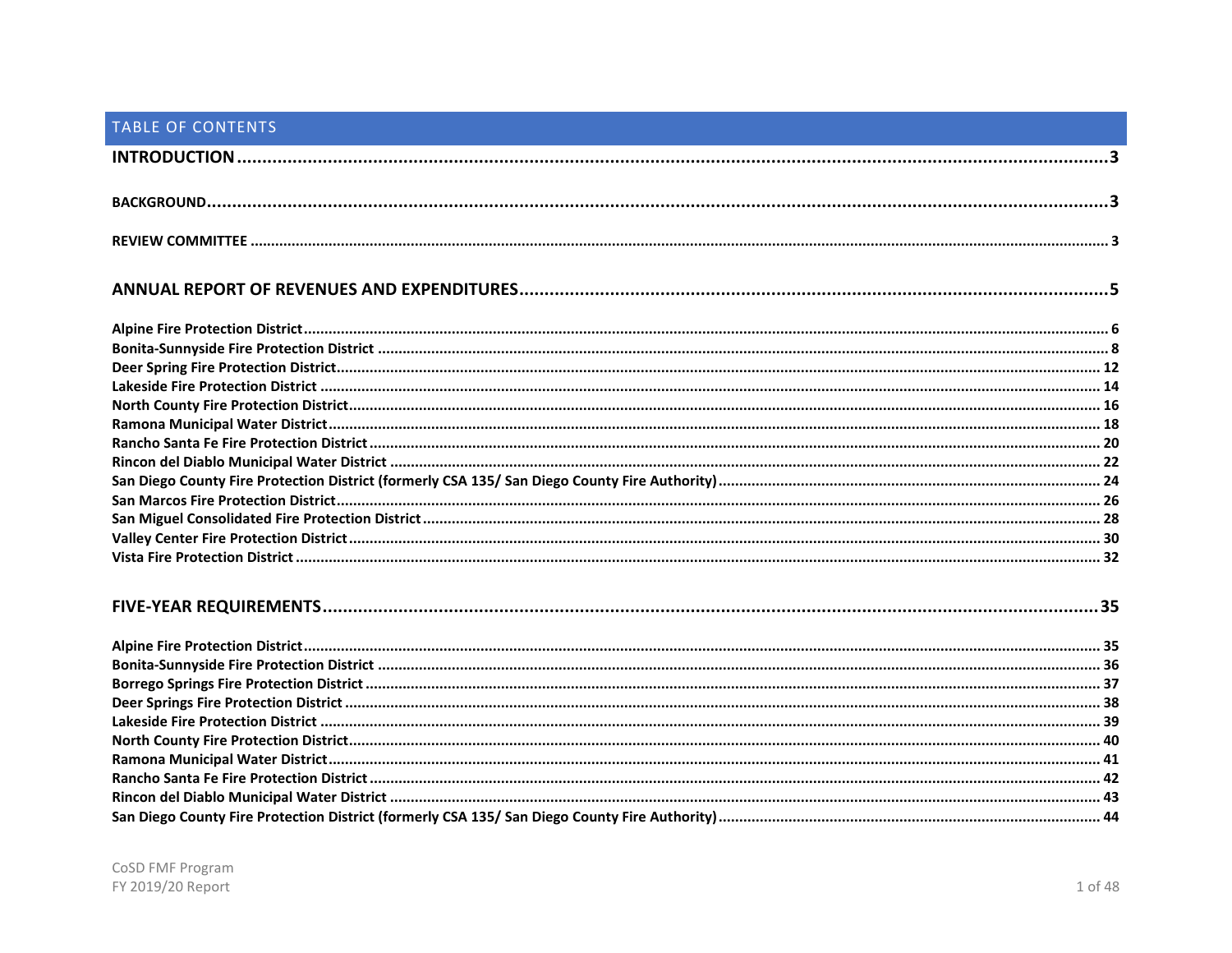## TABLE OF CONTENTS

**INTRODUCTION** .......... 3

**BACKGROUND** .......... 3

**REVIEW COMMITTEE** .......... 3

**ANNUAL REPORT OF REVENUES AND EXPENDITURES** .......... 5

**Alpine Fire Protection District** .......... 6
**Bonita-Sunnyside Fire Protection District** .......... 8
**Deer Spring Fire Protection District** .......... 12
**Lakeside Fire Protection District** .......... 14
**North County Fire Protection District** .......... 16
**Ramona Municipal Water District** .......... 18
**Rancho Santa Fe Fire Protection District** .......... 20
**Rincon del Diablo Municipal Water District** .......... 22
**San Diego County Fire Protection District (formerly CSA 135/ San Diego County Fire Authority)** .......... 24
**San Marcos Fire Protection District** .......... 26
**San Miguel Consolidated Fire Protection District** .......... 28
**Valley Center Fire Protection District** .......... 30
**Vista Fire Protection District** .......... 32

**FIVE-YEAR REQUIREMENTS** .......... 35

**Alpine Fire Protection District** .......... 35
**Bonita-Sunnyside Fire Protection District** .......... 36
**Borrego Springs Fire Protection District** .......... 37
**Deer Springs Fire Protection District** .......... 38
**Lakeside Fire Protection District** .......... 39
**North County Fire Protection District** .......... 40
**Ramona Municipal Water District** .......... 41
**Rancho Santa Fe Fire Protection District** .......... 42
**Rincon del Diablo Municipal Water District** .......... 43
**San Diego County Fire Protection District (formerly CSA 135/ San Diego County Fire Authority)** .......... 44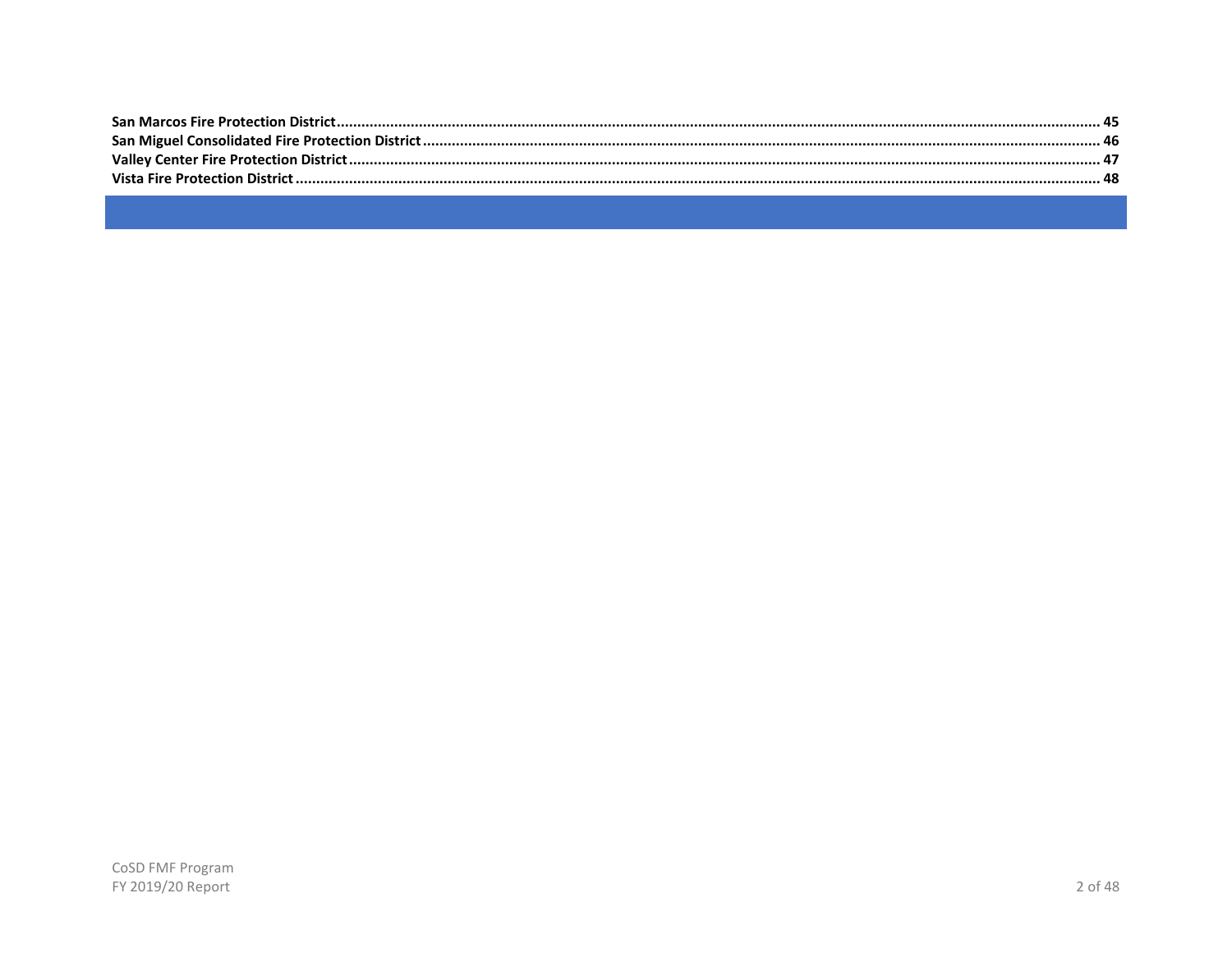**San Marcos Fire Protection District** ........................................................................................................................................................... **45**
**San Miguel Consolidated Fire Protection District** ........................................................................................................................................ **46**
**Valley Center Fire Protection District** ......................................................................................................................................................... **47**
**Vista Fire Protection District** ....................................................................................................................................................................... **48**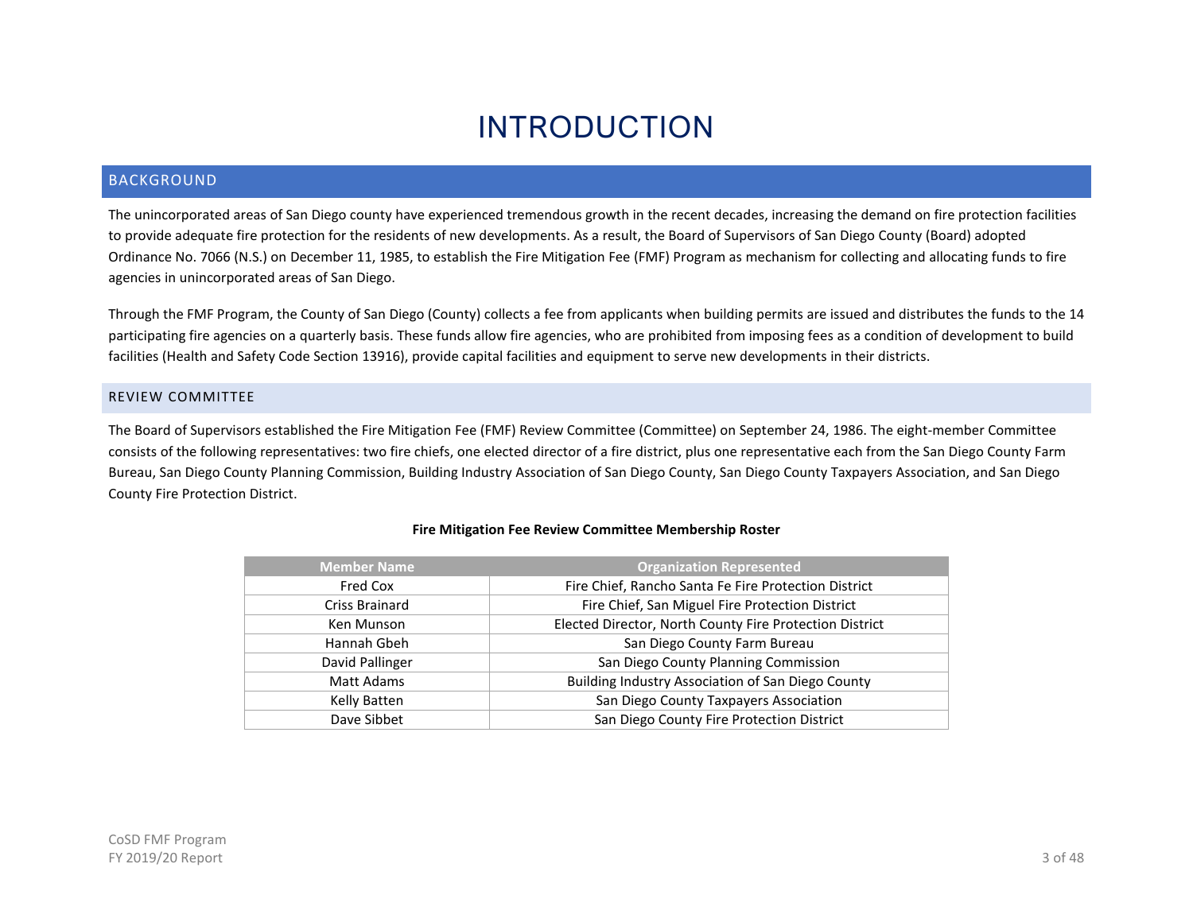# INTRODUCTION

## BACKGROUND

The unincorporated areas of San Diego county have experienced tremendous growth in the recent decades, increasing the demand on fire protection facilities to provide adequate fire protection for the residents of new developments. As a result, the Board of Supervisors of San Diego County (Board) adopted Ordinance No. 7066 (N.S.) on December 11, 1985, to establish the Fire Mitigation Fee (FMF) Program as mechanism for collecting and allocating funds to fire agencies in unincorporated areas of San Diego.

Through the FMF Program, the County of San Diego (County) collects a fee from applicants when building permits are issued and distributes the funds to the 14 participating fire agencies on a quarterly basis. These funds allow fire agencies, who are prohibited from imposing fees as a condition of development to build facilities (Health and Safety Code Section 13916), provide capital facilities and equipment to serve new developments in their districts.

## REVIEW COMMITTEE

The Board of Supervisors established the Fire Mitigation Fee (FMF) Review Committee (Committee) on September 24, 1986. The eight-member Committee consists of the following representatives: two fire chiefs, one elected director of a fire district, plus one representative each from the San Diego County Farm Bureau, San Diego County Planning Commission, Building Industry Association of San Diego County, San Diego County Taxpayers Association, and San Diego County Fire Protection District.

**Fire Mitigation Fee Review Committee Membership Roster**

| Member Name | Organization Represented |
|---|---|
| Fred Cox | Fire Chief, Rancho Santa Fe Fire Protection District |
| Criss Brainard | Fire Chief, San Miguel Fire Protection District |
| Ken Munson | Elected Director, North County Fire Protection District |
| Hannah Gbeh | San Diego County Farm Bureau |
| David Pallinger | San Diego County Planning Commission |
| Matt Adams | Building Industry Association of San Diego County |
| Kelly Batten | San Diego County Taxpayers Association |
| Dave Sibbet | San Diego County Fire Protection District |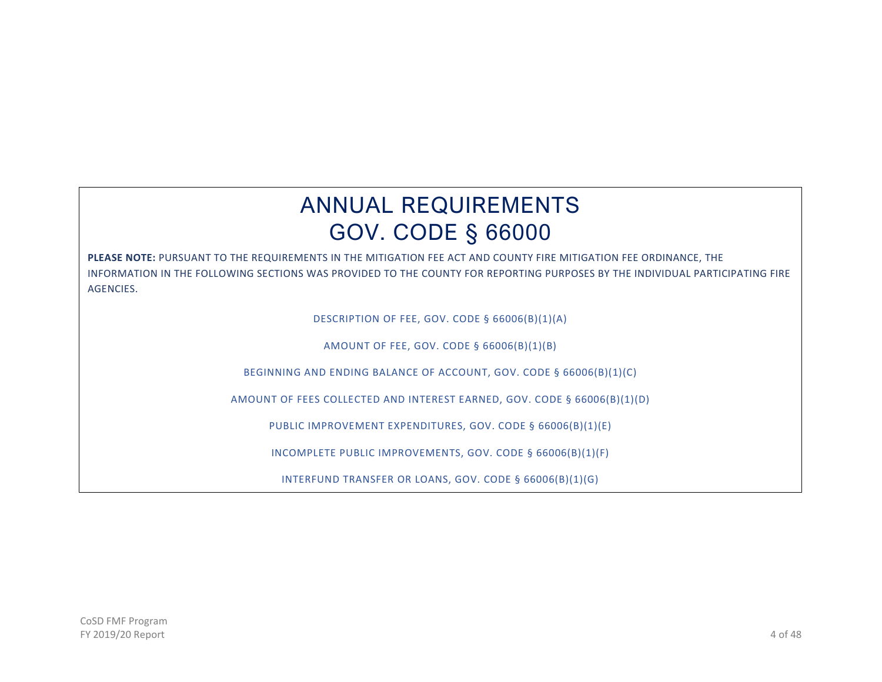# ANNUAL REQUIREMENTS
# GOV. CODE § 66000

**PLEASE NOTE:** PURSUANT TO THE REQUIREMENTS IN THE MITIGATION FEE ACT AND COUNTY FIRE MITIGATION FEE ORDINANCE, THE INFORMATION IN THE FOLLOWING SECTIONS WAS PROVIDED TO THE COUNTY FOR REPORTING PURPOSES BY THE INDIVIDUAL PARTICIPATING FIRE AGENCIES.

DESCRIPTION OF FEE, GOV. CODE § 66006(B)(1)(A)

AMOUNT OF FEE, GOV. CODE § 66006(B)(1)(B)

BEGINNING AND ENDING BALANCE OF ACCOUNT, GOV. CODE § 66006(B)(1)(C)

AMOUNT OF FEES COLLECTED AND INTEREST EARNED, GOV. CODE § 66006(B)(1)(D)

PUBLIC IMPROVEMENT EXPENDITURES, GOV. CODE § 66006(B)(1)(E)

INCOMPLETE PUBLIC IMPROVEMENTS, GOV. CODE § 66006(B)(1)(F)

INTERFUND TRANSFER OR LOANS, GOV. CODE § 66006(B)(1)(G)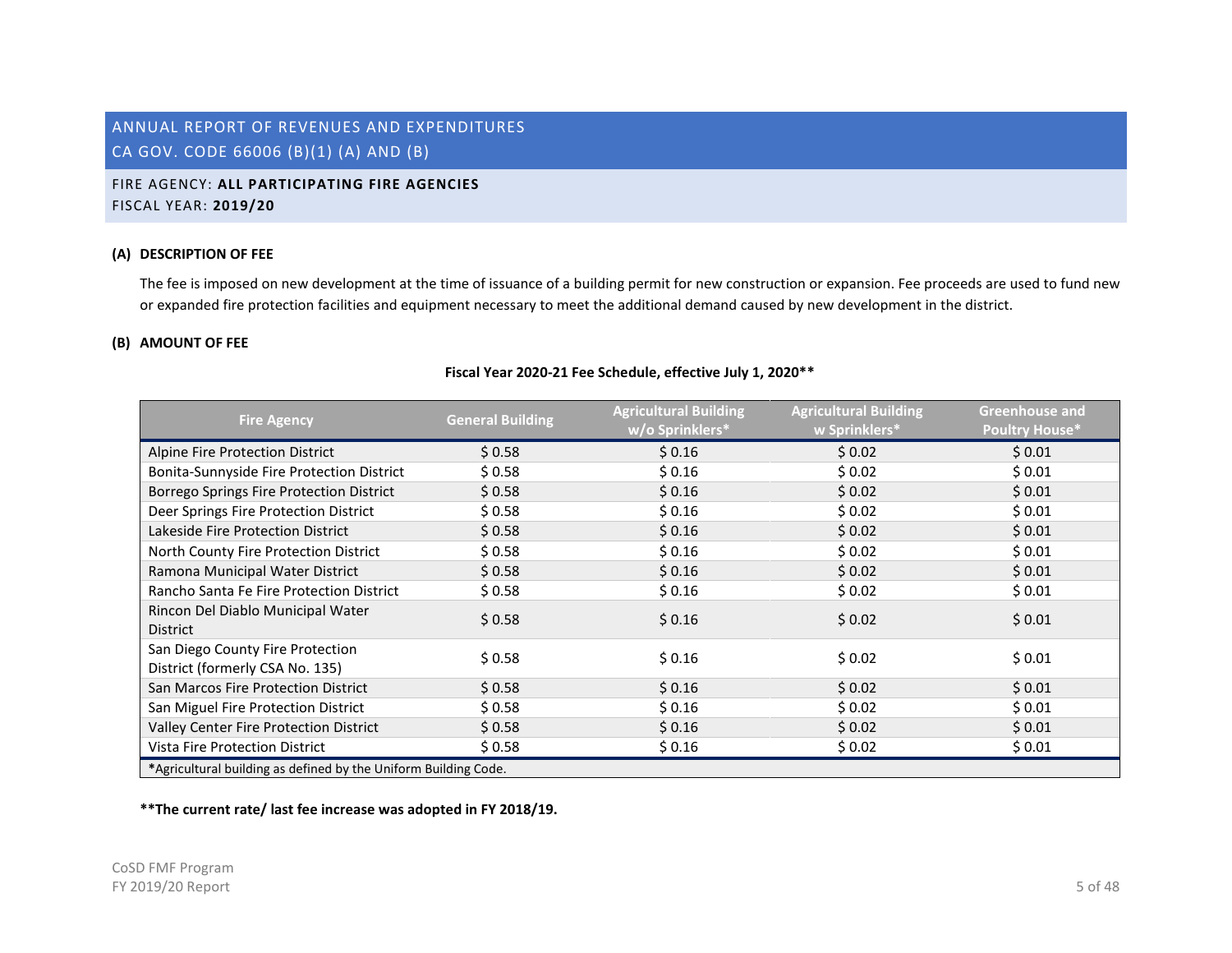# ANNUAL REPORT OF REVENUES AND EXPENDITURES
## CA GOV. CODE 66006 (B)(1) (A) AND (B)

FIRE AGENCY: **ALL PARTICIPATING FIRE AGENCIES**
FISCAL YEAR: **2019/20**

**(A) DESCRIPTION OF FEE**

The fee is imposed on new development at the time of issuance of a building permit for new construction or expansion. Fee proceeds are used to fund new or expanded fire protection facilities and equipment necessary to meet the additional demand caused by new development in the district.

**(B) AMOUNT OF FEE**

**Fiscal Year 2020-21 Fee Schedule, effective July 1, 2020****

| Fire Agency | General Building | Agricultural Building w/o Sprinklers* | Agricultural Building w Sprinklers* | Greenhouse and Poultry House* |
|---|---|---|---|---|
| Alpine Fire Protection District | $ 0.58 | $ 0.16 | $ 0.02 | $ 0.01 |
| Bonita-Sunnyside Fire Protection District | $ 0.58 | $ 0.16 | $ 0.02 | $ 0.01 |
| Borrego Springs Fire Protection District | $ 0.58 | $ 0.16 | $ 0.02 | $ 0.01 |
| Deer Springs Fire Protection District | $ 0.58 | $ 0.16 | $ 0.02 | $ 0.01 |
| Lakeside Fire Protection District | $ 0.58 | $ 0.16 | $ 0.02 | $ 0.01 |
| North County Fire Protection District | $ 0.58 | $ 0.16 | $ 0.02 | $ 0.01 |
| Ramona Municipal Water District | $ 0.58 | $ 0.16 | $ 0.02 | $ 0.01 |
| Rancho Santa Fe Fire Protection District | $ 0.58 | $ 0.16 | $ 0.02 | $ 0.01 |
| Rincon Del Diablo Municipal Water District | $ 0.58 | $ 0.16 | $ 0.02 | $ 0.01 |
| San Diego County Fire Protection District (formerly CSA No. 135) | $ 0.58 | $ 0.16 | $ 0.02 | $ 0.01 |
| San Marcos Fire Protection District | $ 0.58 | $ 0.16 | $ 0.02 | $ 0.01 |
| San Miguel Fire Protection District | $ 0.58 | $ 0.16 | $ 0.02 | $ 0.01 |
| Valley Center Fire Protection District | $ 0.58 | $ 0.16 | $ 0.02 | $ 0.01 |
| Vista Fire Protection District | $ 0.58 | $ 0.16 | $ 0.02 | $ 0.01 |

*Agricultural building as defined by the Uniform Building Code.

****The current rate/ last fee increase was adopted in FY 2018/19.**

CoSD FMF Program
FY 2019/20 Report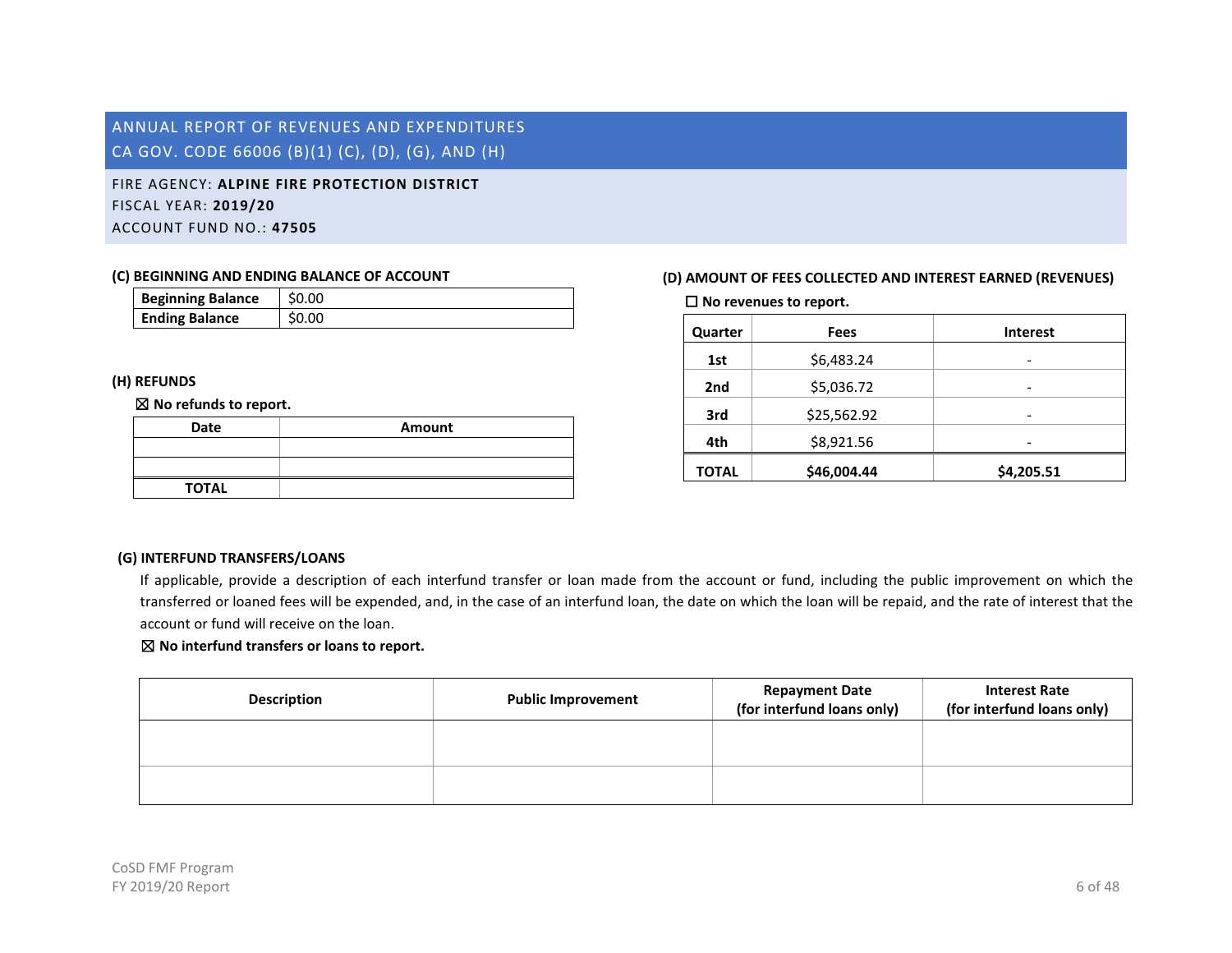## ANNUAL REPORT OF REVENUES AND EXPENDITURES
## CA GOV. CODE 66006 (B)(1) (C), (D), (G), AND (H)

FIRE AGENCY: **ALPINE FIRE PROTECTION DISTRICT**
FISCAL YEAR: **2019/20**
ACCOUNT FUND NO.: **47505**

### (C) BEGINNING AND ENDING BALANCE OF ACCOUNT

| | |
|---|---|
| **Beginning Balance** | $0.00 |
| **Ending Balance** | $0.00 |

### (H) REFUNDS

☒ **No refunds to report.**

| Date | Amount |
|---|---|
| | |
| | |
| **TOTAL** | |

### (D) AMOUNT OF FEES COLLECTED AND INTEREST EARNED (REVENUES)

☐ **No revenues to report.**

| Quarter | Fees | Interest |
|---|---|---|
| **1st** | $6,483.24 | - |
| **2nd** | $5,036.72 | - |
| **3rd** | $25,562.92 | - |
| **4th** | $8,921.56 | - |
| **TOTAL** | **$46,004.44** | **$4,205.51** |

### (G) INTERFUND TRANSFERS/LOANS

If applicable, provide a description of each interfund transfer or loan made from the account or fund, including the public improvement on which the transferred or loaned fees will be expended, and, in the case of an interfund loan, the date on which the loan will be repaid, and the rate of interest that the account or fund will receive on the loan.

☒ **No interfund transfers or loans to report.**

| Description | Public Improvement | Repayment Date (for interfund loans only) | Interest Rate (for interfund loans only) |
|---|---|---|---|
| | | | |
| | | | |

CoSD FMF Program
FY 2019/20 Report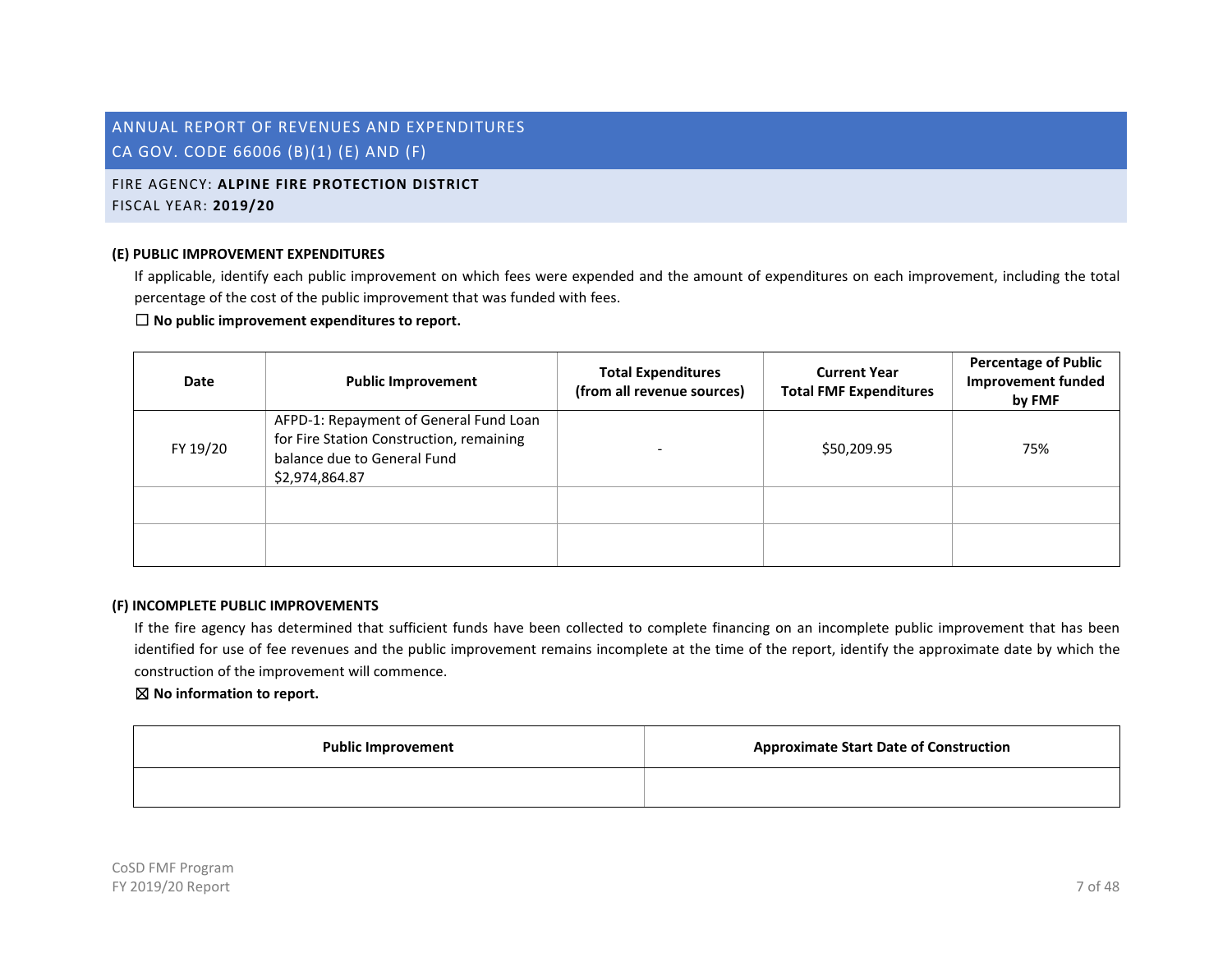## ANNUAL REPORT OF REVENUES AND EXPENDITURES
## CA GOV. CODE 66006 (B)(1) (E) AND (F)

FIRE AGENCY: **ALPINE FIRE PROTECTION DISTRICT**
FISCAL YEAR: **2019/20**

**(E) PUBLIC IMPROVEMENT EXPENDITURES**

If applicable, identify each public improvement on which fees were expended and the amount of expenditures on each improvement, including the total percentage of the cost of the public improvement that was funded with fees.

☐ **No public improvement expenditures to report.**

| Date | Public Improvement | Total Expenditures (from all revenue sources) | Current Year Total FMF Expenditures | Percentage of Public Improvement funded by FMF |
|---|---|---|---|---|
| FY 19/20 | AFPD-1: Repayment of General Fund Loan for Fire Station Construction, remaining balance due to General Fund $2,974,864.87 | - | $50,209.95 | 75% |
| | | | | |
| | | | | |

**(F) INCOMPLETE PUBLIC IMPROVEMENTS**

If the fire agency has determined that sufficient funds have been collected to complete financing on an incomplete public improvement that has been identified for use of fee revenues and the public improvement remains incomplete at the time of the report, identify the approximate date by which the construction of the improvement will commence.

☒ **No information to report.**

| Public Improvement | Approximate Start Date of Construction |
|---|---|
| | |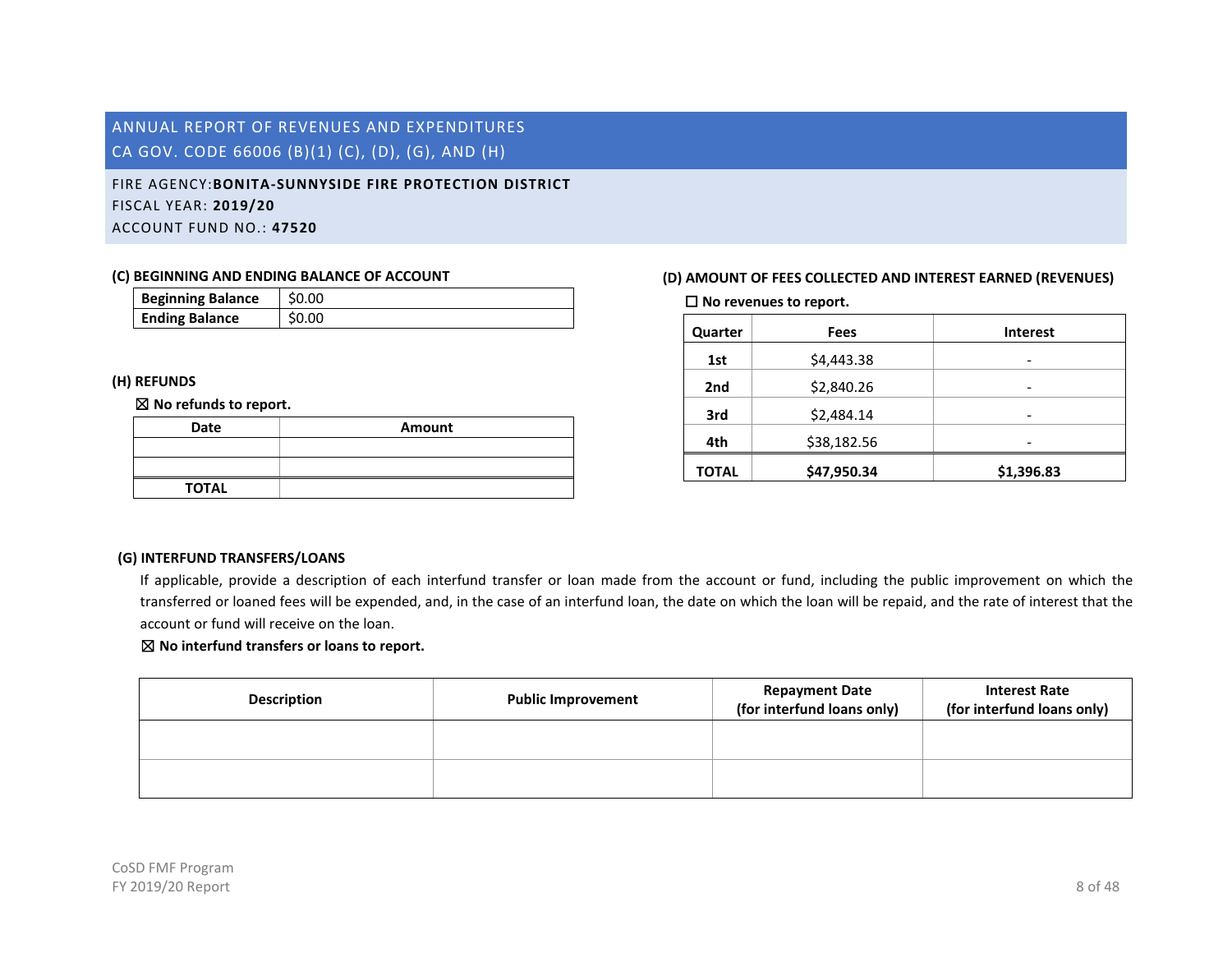# ANNUAL REPORT OF REVENUES AND EXPENDITURES
## CA GOV. CODE 66006 (B)(1) (C), (D), (G), AND (H)

FIRE AGENCY: **BONITA-SUNNYSIDE FIRE PROTECTION DISTRICT**
FISCAL YEAR: **2019/20**
ACCOUNT FUND NO.: **47520**

### (C) BEGINNING AND ENDING BALANCE OF ACCOUNT

| | |
|---|---|
| **Beginning Balance** | $0.00 |
| **Ending Balance** | $0.00 |

### (D) AMOUNT OF FEES COLLECTED AND INTEREST EARNED (REVENUES)

☐ **No revenues to report.**

| Quarter | Fees | Interest |
|---|---|---|
| **1st** | $4,443.38 | - |
| **2nd** | $2,840.26 | - |
| **3rd** | $2,484.14 | - |
| **4th** | $38,182.56 | - |
| **TOTAL** | **$47,950.34** | **$1,396.83** |

### (H) REFUNDS

☒ **No refunds to report.**

| Date | Amount |
|---|---|
| | |
| | |
| **TOTAL** | |

### (G) INTERFUND TRANSFERS/LOANS

If applicable, provide a description of each interfund transfer or loan made from the account or fund, including the public improvement on which the transferred or loaned fees will be expended, and, in the case of an interfund loan, the date on which the loan will be repaid, and the rate of interest that the account or fund will receive on the loan.

☒ **No interfund transfers or loans to report.**

| Description | Public Improvement | Repayment Date (for interfund loans only) | Interest Rate (for interfund loans only) |
|---|---|---|---|
| | | | |
| | | | |

CoSD FMF Program
FY 2019/20 Report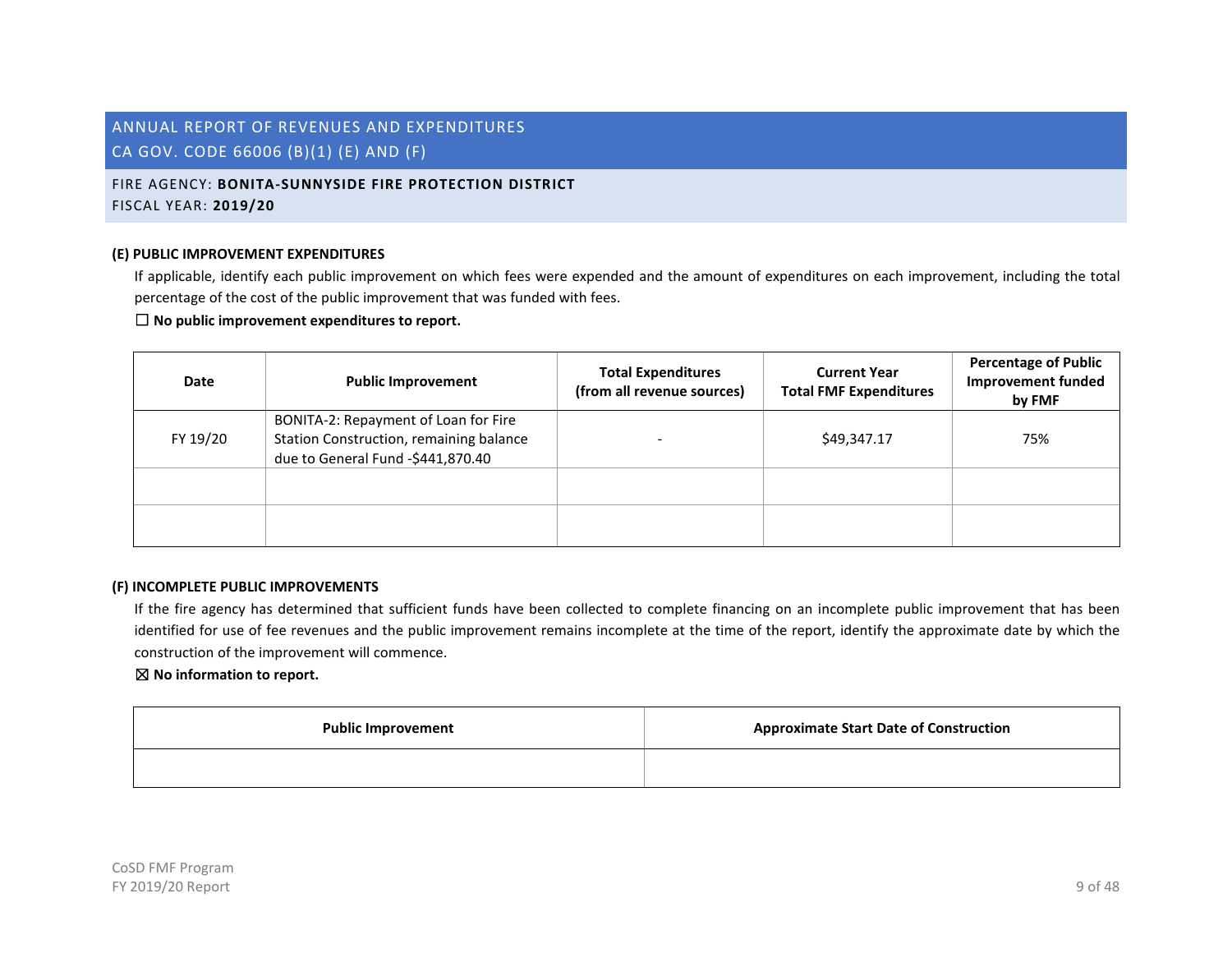ANNUAL REPORT OF REVENUES AND EXPENDITURES
CA GOV. CODE 66006 (B)(1) (E) AND (F)

FIRE AGENCY: **BONITA-SUNNYSIDE FIRE PROTECTION DISTRICT**
FISCAL YEAR: **2019/20**

### (E) PUBLIC IMPROVEMENT EXPENDITURES

If applicable, identify each public improvement on which fees were expended and the amount of expenditures on each improvement, including the total percentage of the cost of the public improvement that was funded with fees.

☐ **No public improvement expenditures to report.**

| Date | Public Improvement | Total Expenditures (from all revenue sources) | Current Year Total FMF Expenditures | Percentage of Public Improvement funded by FMF |
|---|---|---|---|---|
| FY 19/20 | BONITA-2: Repayment of Loan for Fire Station Construction, remaining balance due to General Fund -$441,870.40 | - | $49,347.17 | 75% |
| | | | | |
| | | | | |

### (F) INCOMPLETE PUBLIC IMPROVEMENTS

If the fire agency has determined that sufficient funds have been collected to complete financing on an incomplete public improvement that has been identified for use of fee revenues and the public improvement remains incomplete at the time of the report, identify the approximate date by which the construction of the improvement will commence.

☒ **No information to report.**

| Public Improvement | Approximate Start Date of Construction |
|---|---|
| | |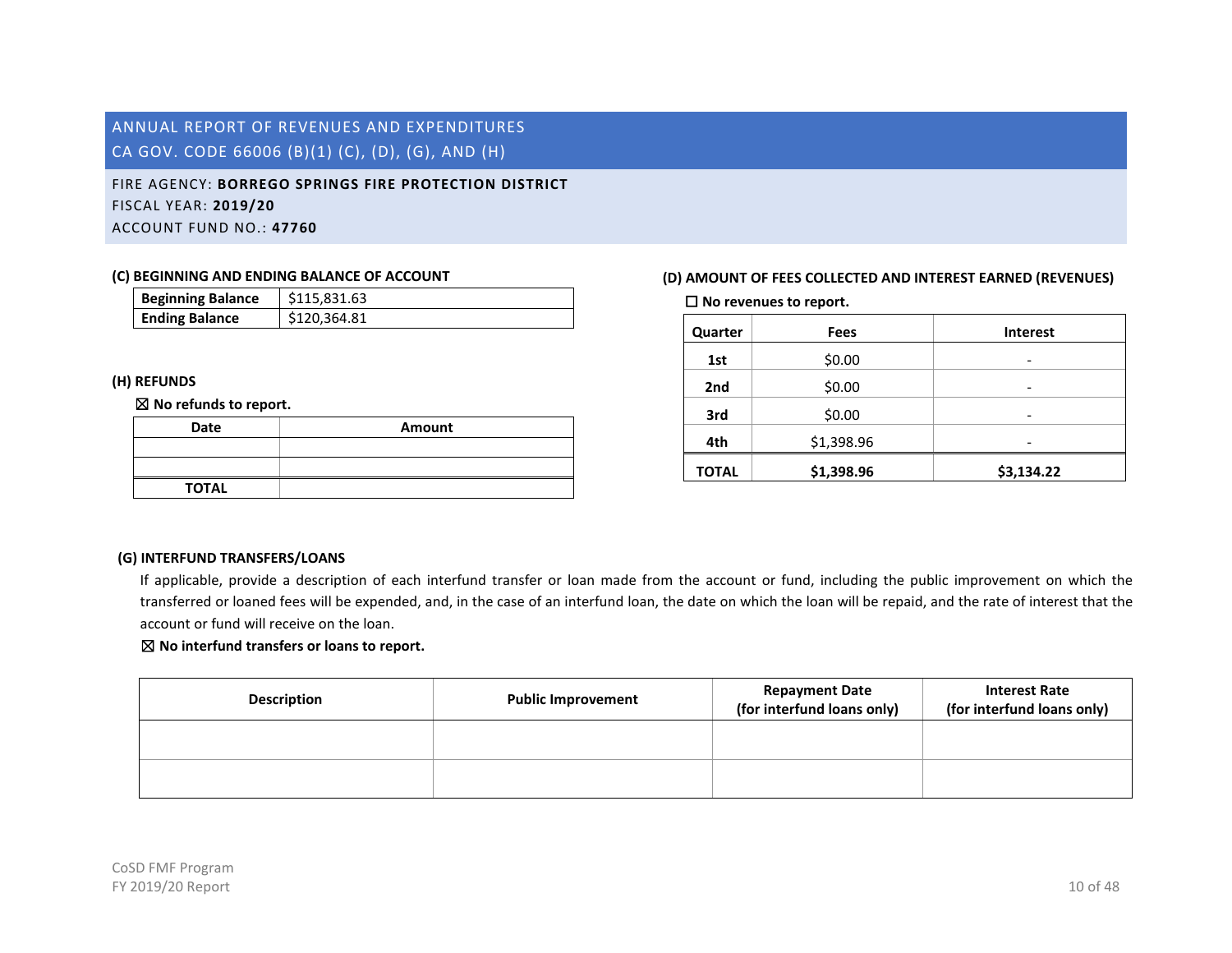# ANNUAL REPORT OF REVENUES AND EXPENDITURES
# CA GOV. CODE 66006 (B)(1) (C), (D), (G), AND (H)

FIRE AGENCY: **BORREGO SPRINGS FIRE PROTECTION DISTRICT**
FISCAL YEAR: **2019/20**
ACCOUNT FUND NO.: **47760**

### (C) BEGINNING AND ENDING BALANCE OF ACCOUNT

| | |
|---|---|
| **Beginning Balance** | $115,831.63 |
| **Ending Balance** | $120,364.81 |

### (H) REFUNDS

☒ **No refunds to report.**

| Date | Amount |
|---|---|
| | |
| | |
| **TOTAL** | |

### (D) AMOUNT OF FEES COLLECTED AND INTEREST EARNED (REVENUES)

☐ **No revenues to report.**

| Quarter | Fees | Interest |
|---|---|---|
| **1st** | $0.00 | - |
| **2nd** | $0.00 | - |
| **3rd** | $0.00 | - |
| **4th** | $1,398.96 | - |
| **TOTAL** | **$1,398.96** | **$3,134.22** |

### (G) INTERFUND TRANSFERS/LOANS

If applicable, provide a description of each interfund transfer or loan made from the account or fund, including the public improvement on which the transferred or loaned fees will be expended, and, in the case of an interfund loan, the date on which the loan will be repaid, and the rate of interest that the account or fund will receive on the loan.

☒ **No interfund transfers or loans to report.**

| Description | Public Improvement | Repayment Date (for interfund loans only) | Interest Rate (for interfund loans only) |
|---|---|---|---|
| | | | |
| | | | |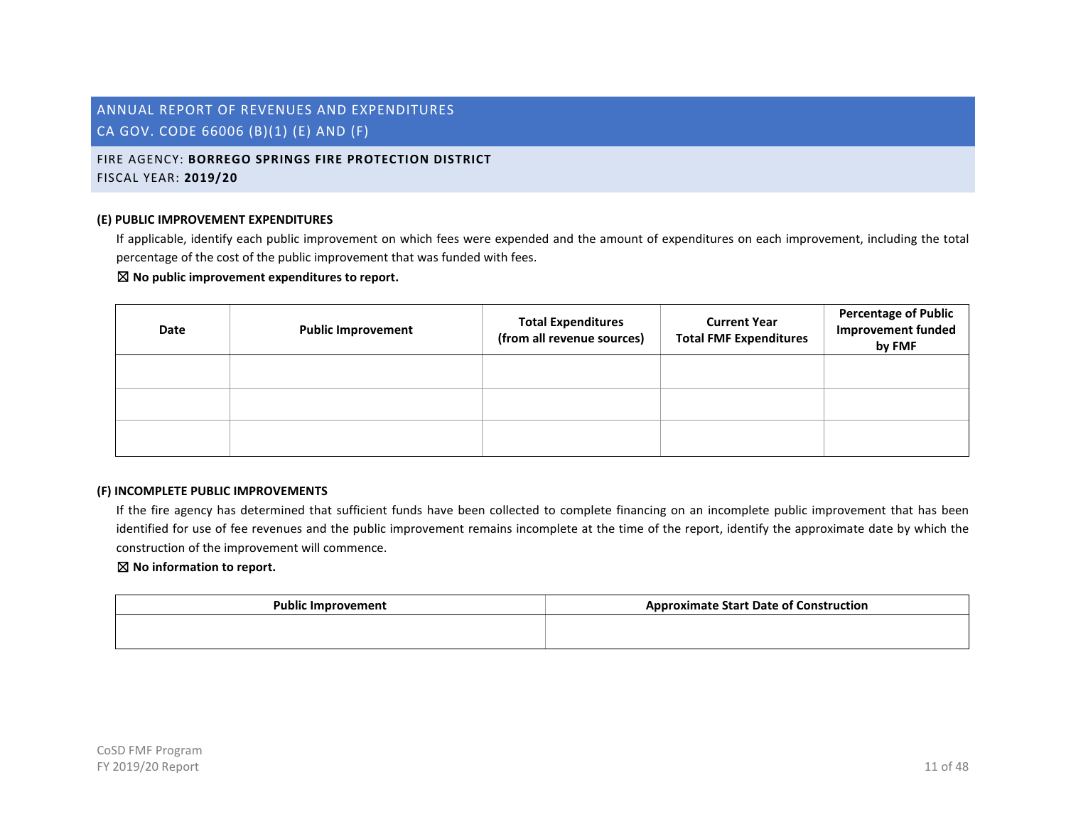## ANNUAL REPORT OF REVENUES AND EXPENDITURES
## CA GOV. CODE 66006 (B)(1) (E) AND (F)

FIRE AGENCY: **BORREGO SPRINGS FIRE PROTECTION DISTRICT**
FISCAL YEAR: **2019/20**

### (E) PUBLIC IMPROVEMENT EXPENDITURES

If applicable, identify each public improvement on which fees were expended and the amount of expenditures on each improvement, including the total percentage of the cost of the public improvement that was funded with fees.

☒ **No public improvement expenditures to report.**

| Date | Public Improvement | Total Expenditures (from all revenue sources) | Current Year Total FMF Expenditures | Percentage of Public Improvement funded by FMF |
|---|---|---|---|---|
| | | | | |
| | | | | |
| | | | | |

### (F) INCOMPLETE PUBLIC IMPROVEMENTS

If the fire agency has determined that sufficient funds have been collected to complete financing on an incomplete public improvement that has been identified for use of fee revenues and the public improvement remains incomplete at the time of the report, identify the approximate date by which the construction of the improvement will commence.

☒ **No information to report.**

| Public Improvement | Approximate Start Date of Construction |
|---|---|
| | |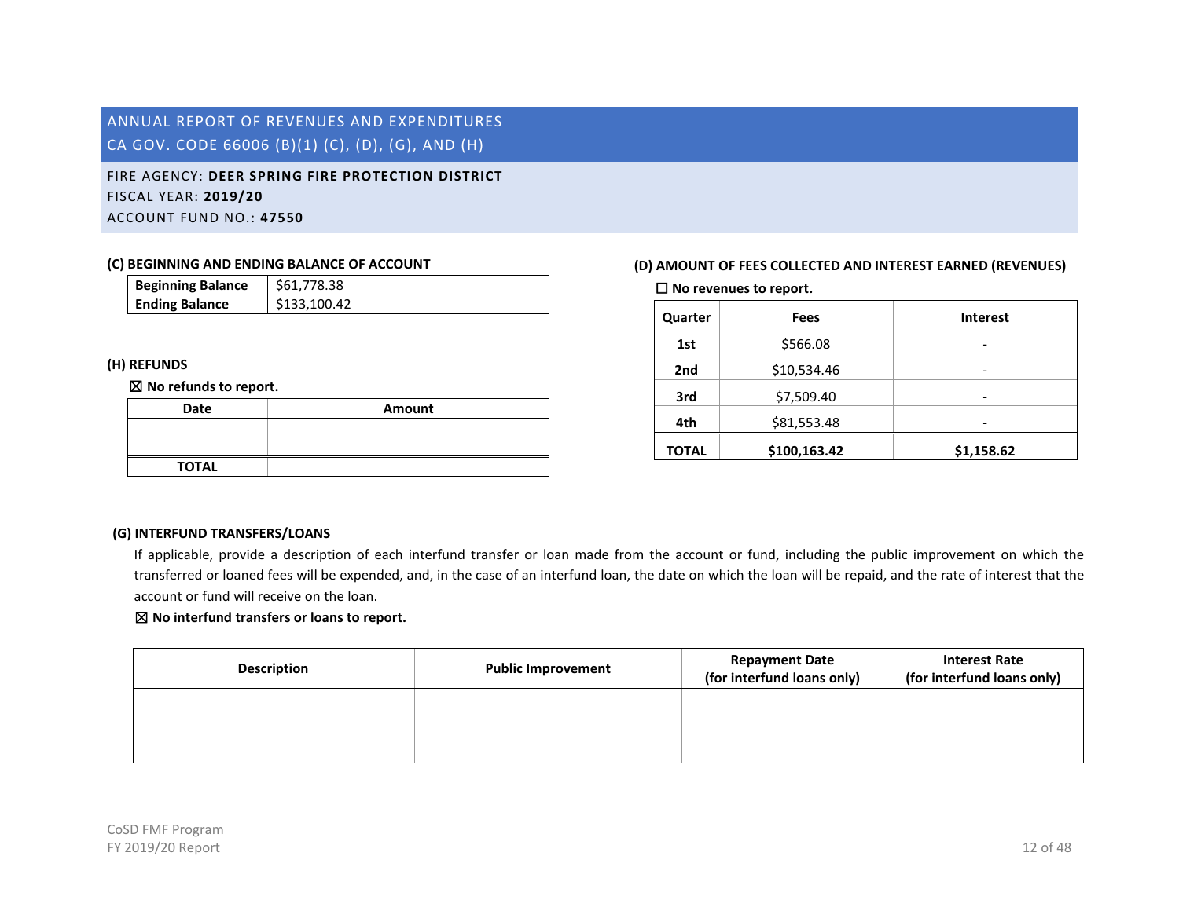# ANNUAL REPORT OF REVENUES AND EXPENDITURES
## CA GOV. CODE 66006 (B)(1) (C), (D), (G), AND (H)

FIRE AGENCY: **DEER SPRING FIRE PROTECTION DISTRICT**
FISCAL YEAR: **2019/20**
ACCOUNT FUND NO.: **47550**

### (C) BEGINNING AND ENDING BALANCE OF ACCOUNT

| | |
|---|---|
| **Beginning Balance** | $61,778.38 |
| **Ending Balance** | $133,100.42 |

### (D) AMOUNT OF FEES COLLECTED AND INTEREST EARNED (REVENUES)

☐ **No revenues to report.**

| Quarter | Fees | Interest |
|---|---|---|
| **1st** | $566.08 | - |
| **2nd** | $10,534.46 | - |
| **3rd** | $7,509.40 | - |
| **4th** | $81,553.48 | - |
| **TOTAL** | **$100,163.42** | **$1,158.62** |

### (H) REFUNDS

☒ **No refunds to report.**

| Date | Amount |
|---|---|
| | |
| | |
| **TOTAL** | |

### (G) INTERFUND TRANSFERS/LOANS

If applicable, provide a description of each interfund transfer or loan made from the account or fund, including the public improvement on which the transferred or loaned fees will be expended, and, in the case of an interfund loan, the date on which the loan will be repaid, and the rate of interest that the account or fund will receive on the loan.

☒ **No interfund transfers or loans to report.**

| Description | Public Improvement | Repayment Date (for interfund loans only) | Interest Rate (for interfund loans only) |
|---|---|---|---|
| | | | |
| | | | |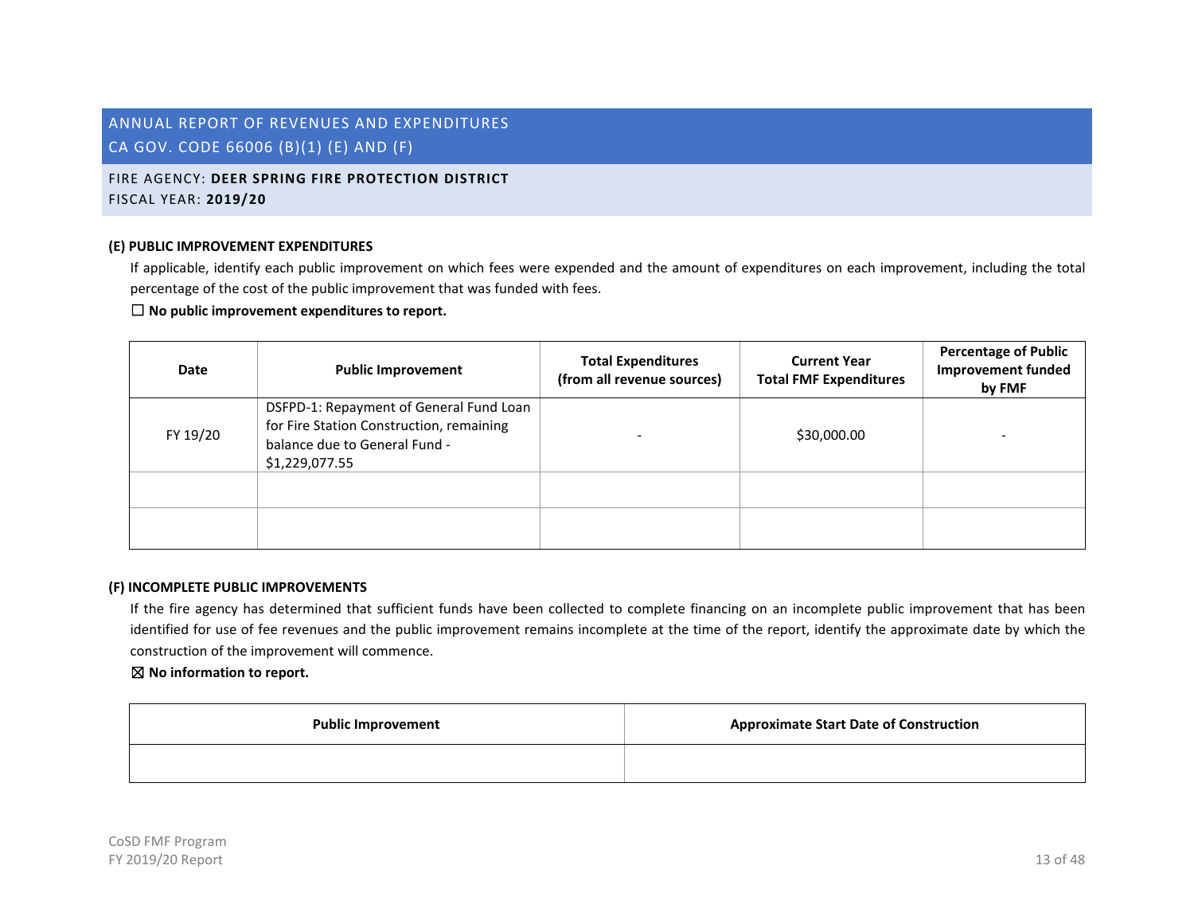## ANNUAL REPORT OF REVENUES AND EXPENDITURES
## CA GOV. CODE 66006 (B)(1) (E) AND (F)

FIRE AGENCY: **DEER SPRING FIRE PROTECTION DISTRICT**
FISCAL YEAR: **2019/20**

### (E) PUBLIC IMPROVEMENT EXPENDITURES

If applicable, identify each public improvement on which fees were expended and the amount of expenditures on each improvement, including the total percentage of the cost of the public improvement that was funded with fees.

☐ **No public improvement expenditures to report.**

| Date | Public Improvement | Total Expenditures (from all revenue sources) | Current Year Total FMF Expenditures | Percentage of Public Improvement funded by FMF |
|---|---|---|---|---|
| FY 19/20 | DSFPD-1: Repayment of General Fund Loan for Fire Station Construction, remaining balance due to General Fund - $1,229,077.55 | - | $30,000.00 | - |
| | | | | |
| | | | | |

### (F) INCOMPLETE PUBLIC IMPROVEMENTS

If the fire agency has determined that sufficient funds have been collected to complete financing on an incomplete public improvement that has been identified for use of fee revenues and the public improvement remains incomplete at the time of the report, identify the approximate date by which the construction of the improvement will commence.

☒ **No information to report.**

| Public Improvement | Approximate Start Date of Construction |
|---|---|
| | |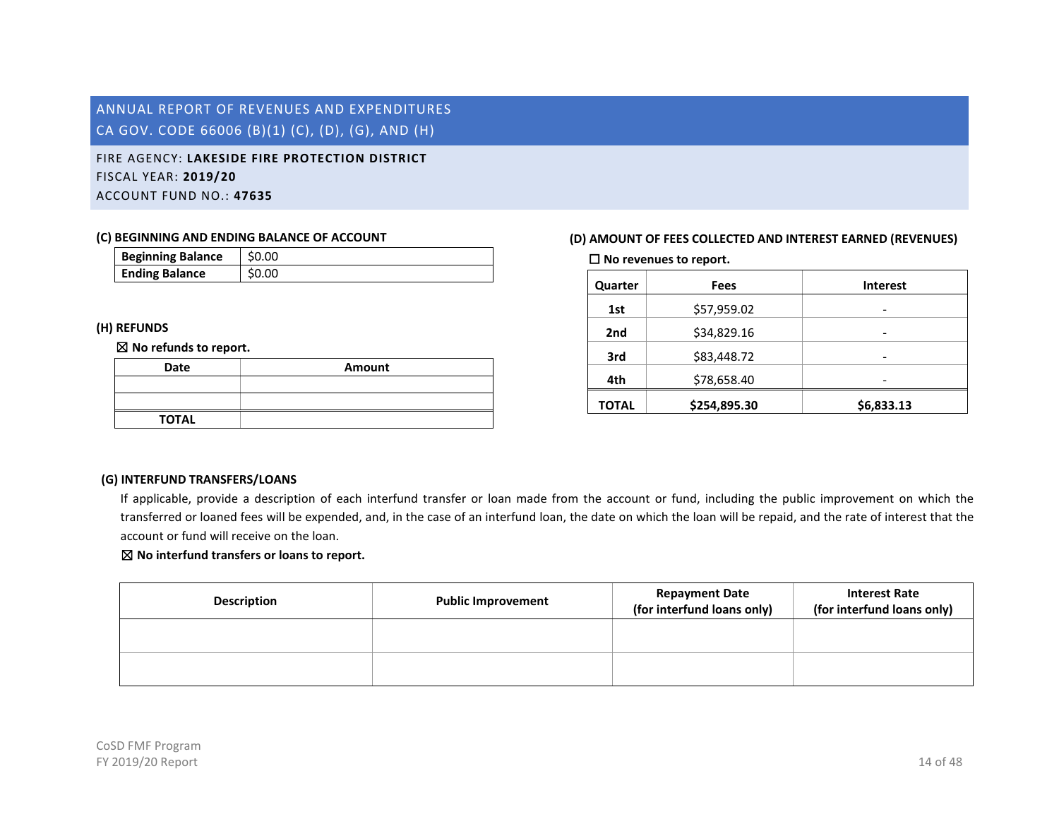# ANNUAL REPORT OF REVENUES AND EXPENDITURES
## CA GOV. CODE 66006 (B)(1) (C), (D), (G), AND (H)

FIRE AGENCY: **LAKESIDE FIRE PROTECTION DISTRICT**
FISCAL YEAR: **2019/20**
ACCOUNT FUND NO.: **47635**

### (C) BEGINNING AND ENDING BALANCE OF ACCOUNT

| **Beginning Balance** | $0.00 |
|---|---|
| **Ending Balance** | $0.00 |

### (D) AMOUNT OF FEES COLLECTED AND INTEREST EARNED (REVENUES)

☐ **No revenues to report.**

| Quarter | Fees | Interest |
|---|---|---|
| **1st** | $57,959.02 | - |
| **2nd** | $34,829.16 | - |
| **3rd** | $83,448.72 | - |
| **4th** | $78,658.40 | - |
| **TOTAL** | **$254,895.30** | **$6,833.13** |

### (H) REFUNDS

☒ **No refunds to report.**

| Date | Amount |
|---|---|
| | |
| | |
| **TOTAL** | |

### (G) INTERFUND TRANSFERS/LOANS

If applicable, provide a description of each interfund transfer or loan made from the account or fund, including the public improvement on which the transferred or loaned fees will be expended, and, in the case of an interfund loan, the date on which the loan will be repaid, and the rate of interest that the account or fund will receive on the loan.

☒ **No interfund transfers or loans to report.**

| Description | Public Improvement | Repayment Date (for interfund loans only) | Interest Rate (for interfund loans only) |
|---|---|---|---|
| | | | |
| | | | |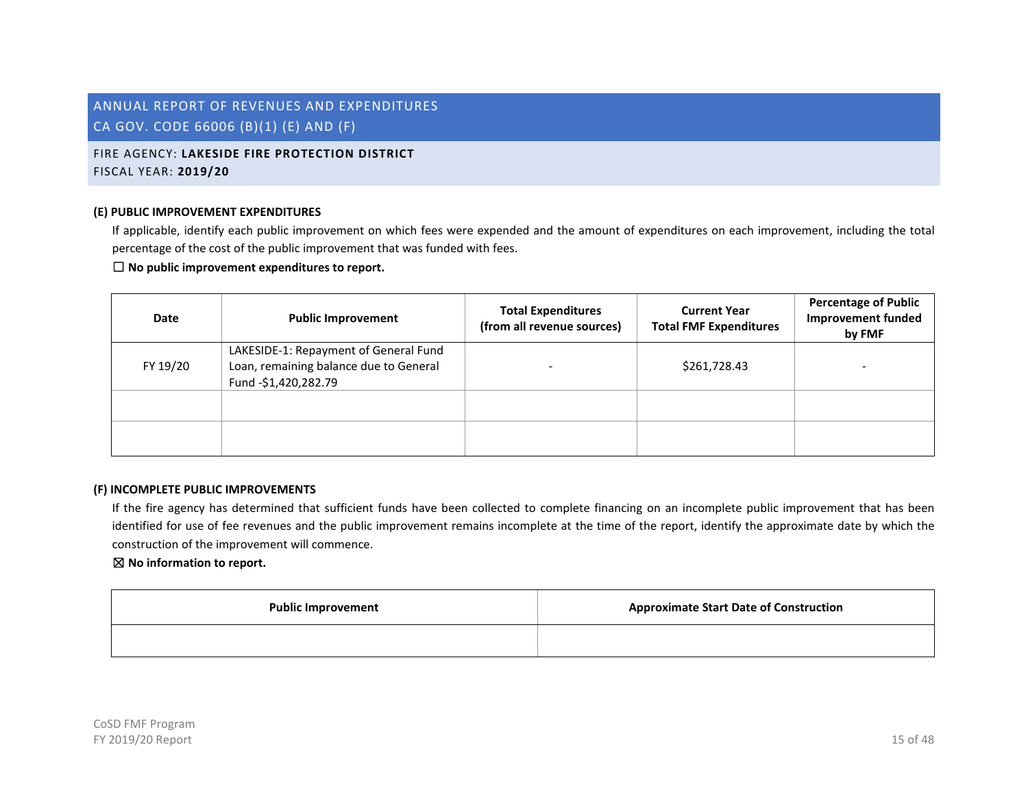## ANNUAL REPORT OF REVENUES AND EXPENDITURES
## CA GOV. CODE 66006 (B)(1) (E) AND (F)

FIRE AGENCY: **LAKESIDE FIRE PROTECTION DISTRICT**
FISCAL YEAR: **2019/20**

### (E) PUBLIC IMPROVEMENT EXPENDITURES

If applicable, identify each public improvement on which fees were expended and the amount of expenditures on each improvement, including the total percentage of the cost of the public improvement that was funded with fees.

☐ **No public improvement expenditures to report.**

| Date | Public Improvement | Total Expenditures (from all revenue sources) | Current Year Total FMF Expenditures | Percentage of Public Improvement funded by FMF |
|---|---|---|---|---|
| FY 19/20 | LAKESIDE-1: Repayment of General Fund Loan, remaining balance due to General Fund -$1,420,282.79 | - | $261,728.43 | - |
| | | | | |
| | | | | |

### (F) INCOMPLETE PUBLIC IMPROVEMENTS

If the fire agency has determined that sufficient funds have been collected to complete financing on an incomplete public improvement that has been identified for use of fee revenues and the public improvement remains incomplete at the time of the report, identify the approximate date by which the construction of the improvement will commence.

☒ **No information to report.**

| Public Improvement | Approximate Start Date of Construction |
|---|---|
| | |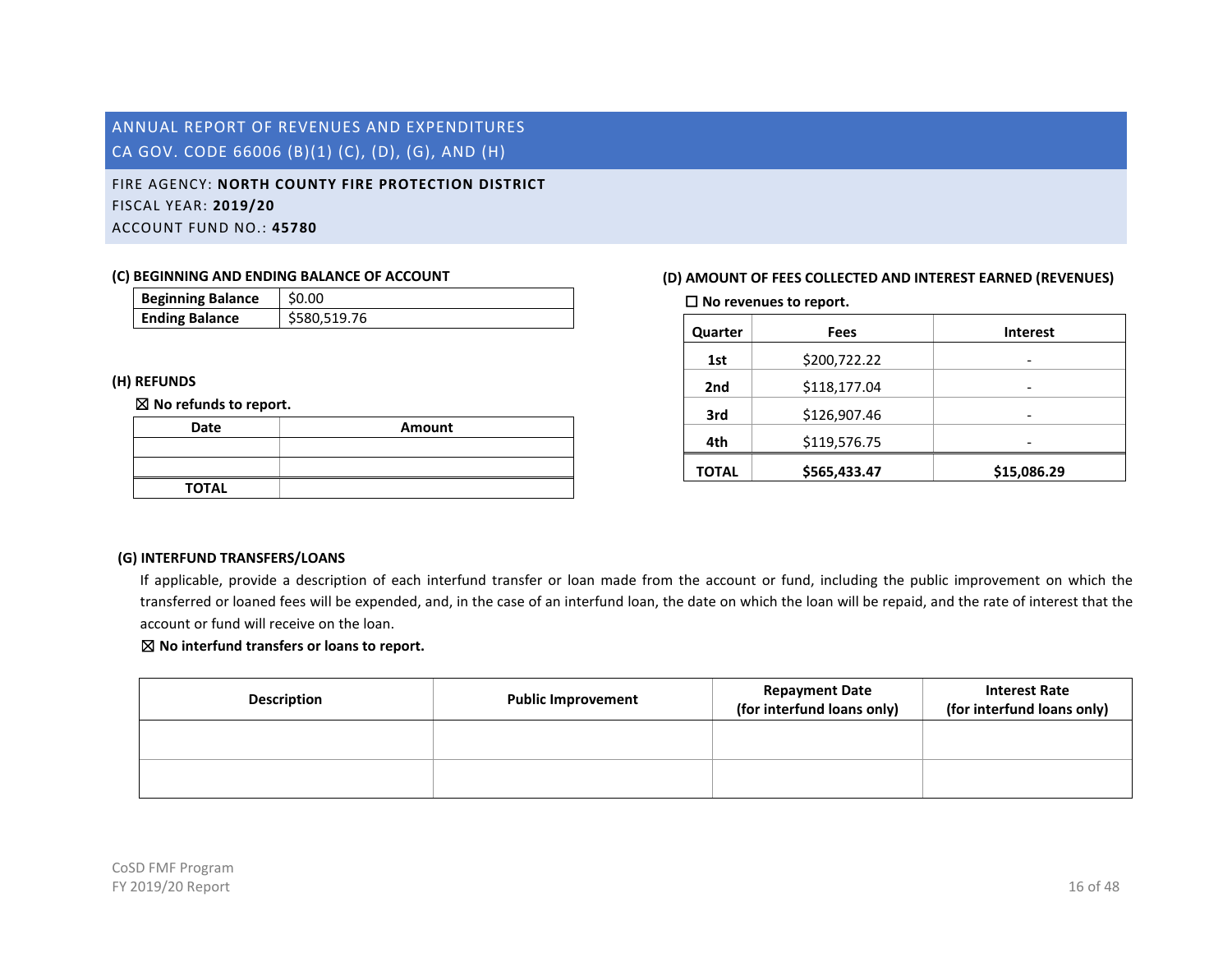# ANNUAL REPORT OF REVENUES AND EXPENDITURES
## CA GOV. CODE 66006 (B)(1) (C), (D), (G), AND (H)

FIRE AGENCY: **NORTH COUNTY FIRE PROTECTION DISTRICT**
FISCAL YEAR: **2019/20**
ACCOUNT FUND NO.: **45780**

### (C) BEGINNING AND ENDING BALANCE OF ACCOUNT

| | |
|---|---|
| **Beginning Balance** | $0.00 |
| **Ending Balance** | $580,519.76 |

### (H) REFUNDS

☒ **No refunds to report.**

| Date | Amount |
|---|---|
| | |
| | |
| **TOTAL** | |

### (D) AMOUNT OF FEES COLLECTED AND INTEREST EARNED (REVENUES)

☐ **No revenues to report.**

| Quarter | Fees | Interest |
|---|---|---|
| **1st** | $200,722.22 | - |
| **2nd** | $118,177.04 | - |
| **3rd** | $126,907.46 | - |
| **4th** | $119,576.75 | - |
| **TOTAL** | **$565,433.47** | **$15,086.29** |

### (G) INTERFUND TRANSFERS/LOANS

If applicable, provide a description of each interfund transfer or loan made from the account or fund, including the public improvement on which the transferred or loaned fees will be expended, and, in the case of an interfund loan, the date on which the loan will be repaid, and the rate of interest that the account or fund will receive on the loan.

☒ **No interfund transfers or loans to report.**

| Description | Public Improvement | Repayment Date (for interfund loans only) | Interest Rate (for interfund loans only) |
|---|---|---|---|
| | | | |
| | | | |

CoSD FMF Program
FY 2019/20 Report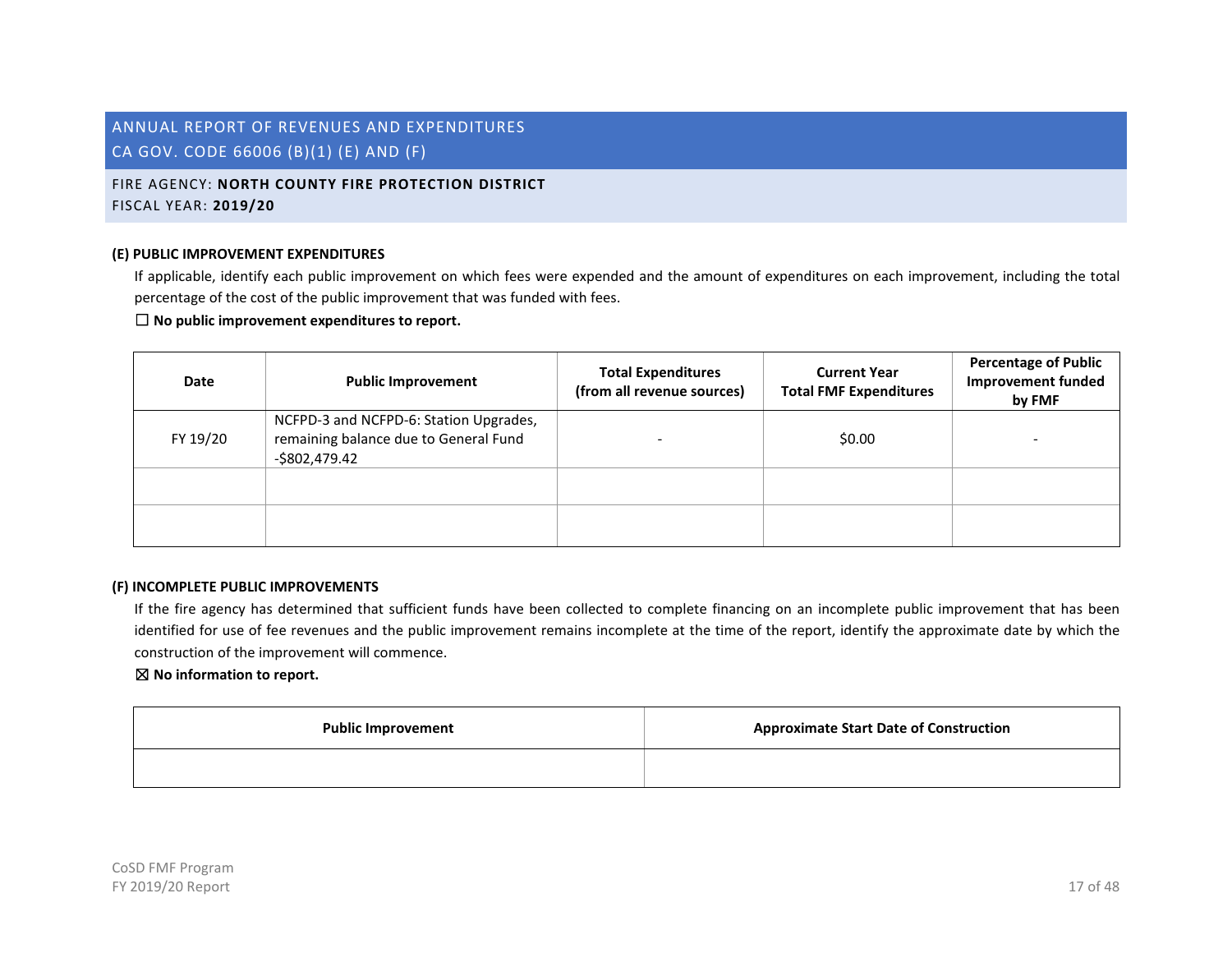## ANNUAL REPORT OF REVENUES AND EXPENDITURES
## CA GOV. CODE 66006 (B)(1) (E) AND (F)

FIRE AGENCY: **NORTH COUNTY FIRE PROTECTION DISTRICT**
FISCAL YEAR: **2019/20**

### (E) PUBLIC IMPROVEMENT EXPENDITURES

If applicable, identify each public improvement on which fees were expended and the amount of expenditures on each improvement, including the total percentage of the cost of the public improvement that was funded with fees.

☐ **No public improvement expenditures to report.**

| Date | Public Improvement | Total Expenditures (from all revenue sources) | Current Year Total FMF Expenditures | Percentage of Public Improvement funded by FMF |
|---|---|---|---|---|
| FY 19/20 | NCFPD-3 and NCFPD-6: Station Upgrades, remaining balance due to General Fund -$802,479.42 | - | $0.00 | - |
| | | | | |
| | | | | |

### (F) INCOMPLETE PUBLIC IMPROVEMENTS

If the fire agency has determined that sufficient funds have been collected to complete financing on an incomplete public improvement that has been identified for use of fee revenues and the public improvement remains incomplete at the time of the report, identify the approximate date by which the construction of the improvement will commence.

☒ **No information to report.**

| Public Improvement | Approximate Start Date of Construction |
|---|---|
| | |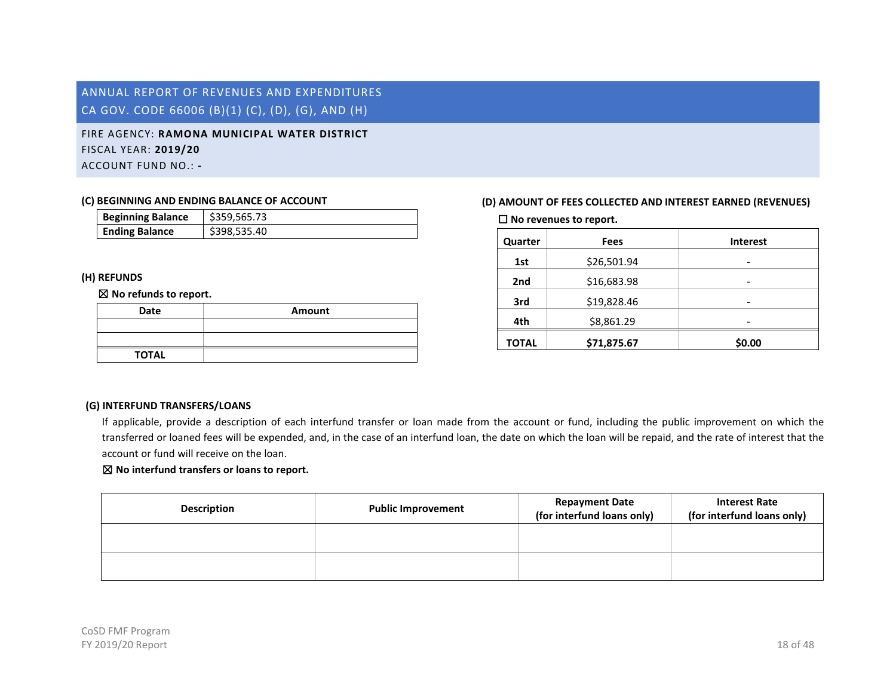# ANNUAL REPORT OF REVENUES AND EXPENDITURES
## CA GOV. CODE 66006 (B)(1) (C), (D), (G), AND (H)

FIRE AGENCY: **RAMONA MUNICIPAL WATER DISTRICT**
FISCAL YEAR: **2019/20**
ACCOUNT FUND NO.: **-**

### (C) BEGINNING AND ENDING BALANCE OF ACCOUNT

| | |
|---|---|
| **Beginning Balance** | $359,565.73 |
| **Ending Balance** | $398,535.40 |

### (D) AMOUNT OF FEES COLLECTED AND INTEREST EARNED (REVENUES)

☐ **No revenues to report.**

| Quarter | Fees | Interest |
|---|---|---|
| 1st | $26,501.94 | - |
| 2nd | $16,683.98 | - |
| 3rd | $19,828.46 | - |
| 4th | $8,861.29 | - |
| **TOTAL** | **$71,875.67** | **$0.00** |

### (H) REFUNDS

☒ **No refunds to report.**

| Date | Amount |
|---|---|
| | |
| | |
| **TOTAL** | |

### (G) INTERFUND TRANSFERS/LOANS

If applicable, provide a description of each interfund transfer or loan made from the account or fund, including the public improvement on which the transferred or loaned fees will be expended, and, in the case of an interfund loan, the date on which the loan will be repaid, and the rate of interest that the account or fund will receive on the loan.

☒ **No interfund transfers or loans to report.**

| Description | Public Improvement | Repayment Date (for interfund loans only) | Interest Rate (for interfund loans only) |
|---|---|---|---|
| | | | |
| | | | |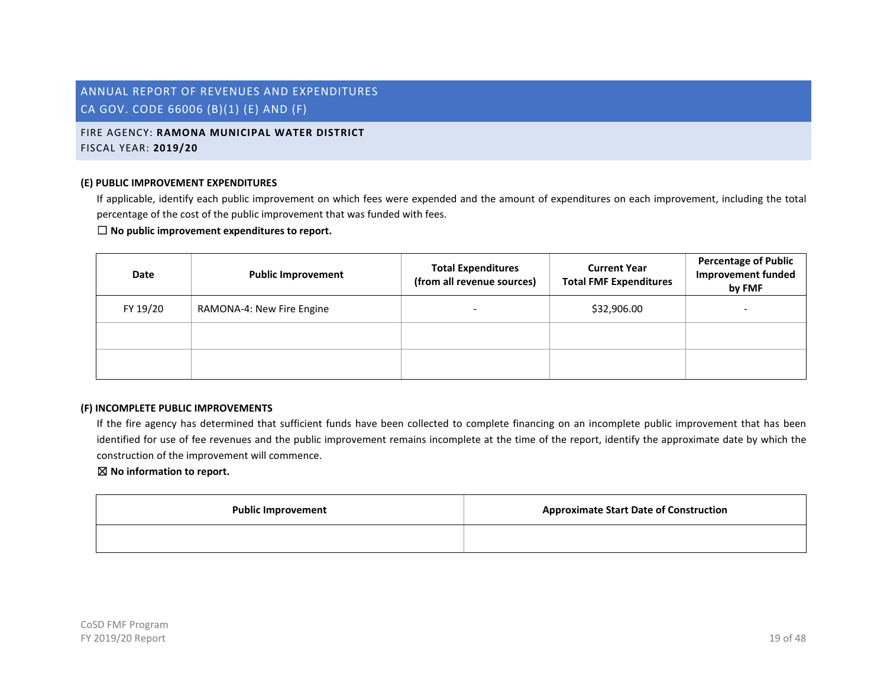# ANNUAL REPORT OF REVENUES AND EXPENDITURES
# CA GOV. CODE 66006 (B)(1) (E) AND (F)

FIRE AGENCY: **RAMONA MUNICIPAL WATER DISTRICT**
FISCAL YEAR: **2019/20**

### (E) PUBLIC IMPROVEMENT EXPENDITURES

If applicable, identify each public improvement on which fees were expended and the amount of expenditures on each improvement, including the total percentage of the cost of the public improvement that was funded with fees.

☐ **No public improvement expenditures to report.**

| Date | Public Improvement | Total Expenditures (from all revenue sources) | Current Year Total FMF Expenditures | Percentage of Public Improvement funded by FMF |
|---|---|---|---|---|
| FY 19/20 | RAMONA-4: New Fire Engine | - | $32,906.00 | - |
| | | | | |
| | | | | |

### (F) INCOMPLETE PUBLIC IMPROVEMENTS

If the fire agency has determined that sufficient funds have been collected to complete financing on an incomplete public improvement that has been identified for use of fee revenues and the public improvement remains incomplete at the time of the report, identify the approximate date by which the construction of the improvement will commence.

☒ **No information to report.**

| Public Improvement | Approximate Start Date of Construction |
|---|---|
| | |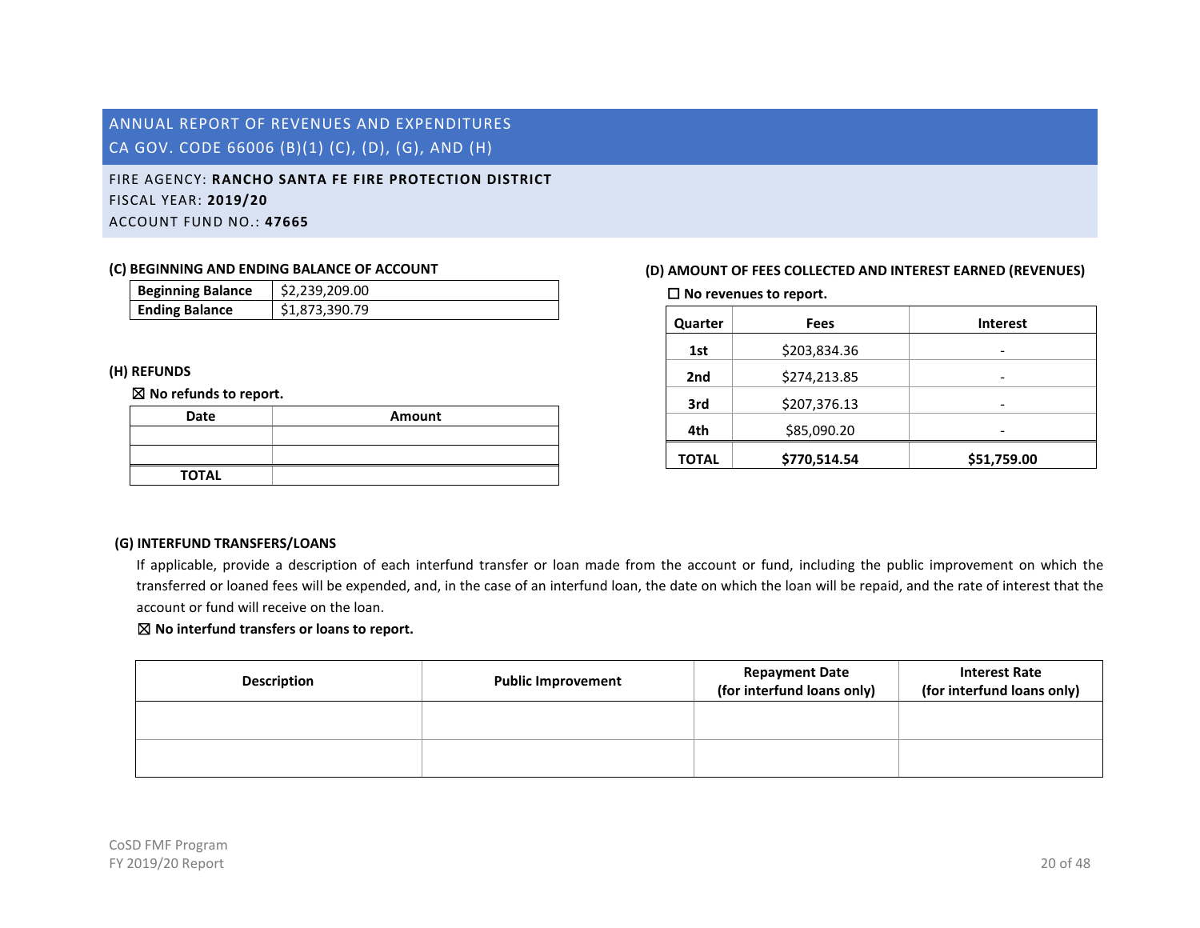# ANNUAL REPORT OF REVENUES AND EXPENDITURES
## CA GOV. CODE 66006 (B)(1) (C), (D), (G), AND (H)

FIRE AGENCY: **RANCHO SANTA FE FIRE PROTECTION DISTRICT**
FISCAL YEAR: **2019/20**
ACCOUNT FUND NO.: **47665**

### (C) BEGINNING AND ENDING BALANCE OF ACCOUNT

| | |
|---|---|
| **Beginning Balance** | $2,239,209.00 |
| **Ending Balance** | $1,873,390.79 |

### (H) REFUNDS

☒ **No refunds to report.**

| Date | Amount |
|---|---|
| | |
| | |
| **TOTAL** | |

### (D) AMOUNT OF FEES COLLECTED AND INTEREST EARNED (REVENUES)

☐ **No revenues to report.**

| Quarter | Fees | Interest |
|---|---|---|
| **1st** | $203,834.36 | - |
| **2nd** | $274,213.85 | - |
| **3rd** | $207,376.13 | - |
| **4th** | $85,090.20 | - |
| **TOTAL** | **$770,514.54** | **$51,759.00** |

### (G) INTERFUND TRANSFERS/LOANS

If applicable, provide a description of each interfund transfer or loan made from the account or fund, including the public improvement on which the transferred or loaned fees will be expended, and, in the case of an interfund loan, the date on which the loan will be repaid, and the rate of interest that the account or fund will receive on the loan.

☒ **No interfund transfers or loans to report.**

| Description | Public Improvement | Repayment Date (for interfund loans only) | Interest Rate (for interfund loans only) |
|---|---|---|---|
| | | | |
| | | | |

CoSD FMF Program
FY 2019/20 Report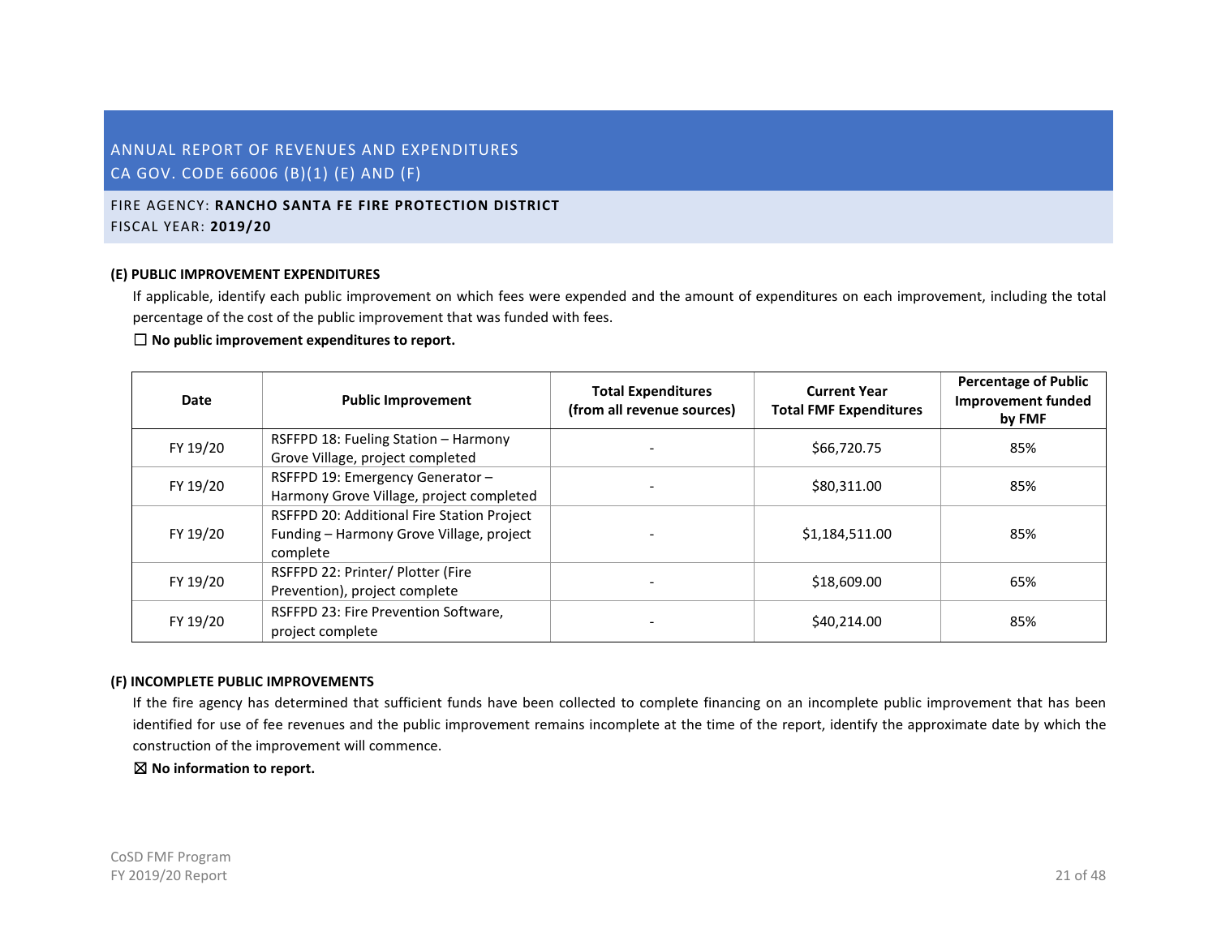ANNUAL REPORT OF REVENUES AND EXPENDITURES
CA GOV. CODE 66006 (B)(1) (E) AND (F)

FIRE AGENCY: **RANCHO SANTA FE FIRE PROTECTION DISTRICT**
FISCAL YEAR: **2019/20**

**(E) PUBLIC IMPROVEMENT EXPENDITURES**

If applicable, identify each public improvement on which fees were expended and the amount of expenditures on each improvement, including the total percentage of the cost of the public improvement that was funded with fees.

☐ **No public improvement expenditures to report.**

| Date | Public Improvement | Total Expenditures (from all revenue sources) | Current Year Total FMF Expenditures | Percentage of Public Improvement funded by FMF |
|---|---|---|---|---|
| FY 19/20 | RSFFPD 18: Fueling Station – Harmony Grove Village, project completed | - | $66,720.75 | 85% |
| FY 19/20 | RSFFPD 19: Emergency Generator – Harmony Grove Village, project completed | - | $80,311.00 | 85% |
| FY 19/20 | RSFFPD 20: Additional Fire Station Project Funding – Harmony Grove Village, project complete | - | $1,184,511.00 | 85% |
| FY 19/20 | RSFFPD 22: Printer/ Plotter (Fire Prevention), project complete | - | $18,609.00 | 65% |
| FY 19/20 | RSFFPD 23: Fire Prevention Software, project complete | - | $40,214.00 | 85% |

**(F) INCOMPLETE PUBLIC IMPROVEMENTS**

If the fire agency has determined that sufficient funds have been collected to complete financing on an incomplete public improvement that has been identified for use of fee revenues and the public improvement remains incomplete at the time of the report, identify the approximate date by which the construction of the improvement will commence.

☒ **No information to report.**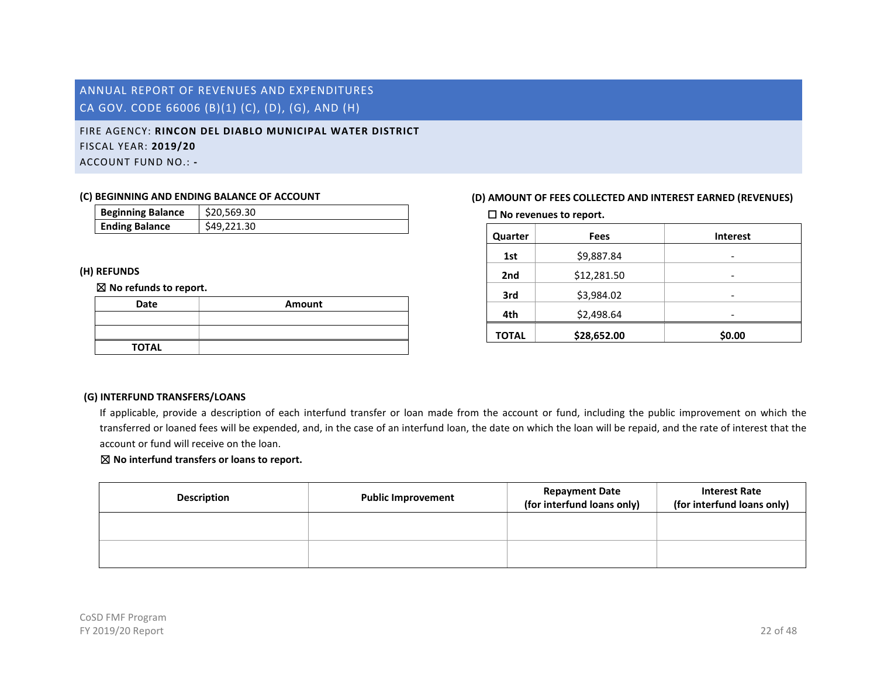## ANNUAL REPORT OF REVENUES AND EXPENDITURES
## CA GOV. CODE 66006 (B)(1) (C), (D), (G), AND (H)

FIRE AGENCY: **RINCON DEL DIABLO MUNICIPAL WATER DISTRICT**
FISCAL YEAR: **2019/20**
ACCOUNT FUND NO.: **-**

### (C) BEGINNING AND ENDING BALANCE OF ACCOUNT

| | |
|---|---|
| **Beginning Balance** | $20,569.30 |
| **Ending Balance** | $49,221.30 |

### (D) AMOUNT OF FEES COLLECTED AND INTEREST EARNED (REVENUES)

☐ **No revenues to report.**

| Quarter | Fees | Interest |
|---|---|---|
| 1st | $9,887.84 | - |
| 2nd | $12,281.50 | - |
| 3rd | $3,984.02 | - |
| 4th | $2,498.64 | - |
| **TOTAL** | **$28,652.00** | **$0.00** |

### (H) REFUNDS

☒ **No refunds to report.**

| Date | Amount |
|---|---|
| | |
| | |
| **TOTAL** | |

### (G) INTERFUND TRANSFERS/LOANS

If applicable, provide a description of each interfund transfer or loan made from the account or fund, including the public improvement on which the transferred or loaned fees will be expended, and, in the case of an interfund loan, the date on which the loan will be repaid, and the rate of interest that the account or fund will receive on the loan.

☒ **No interfund transfers or loans to report.**

| Description | Public Improvement | Repayment Date (for interfund loans only) | Interest Rate (for interfund loans only) |
|---|---|---|---|
| | | | |
| | | | |

CoSD FMF Program
FY 2019/20 Report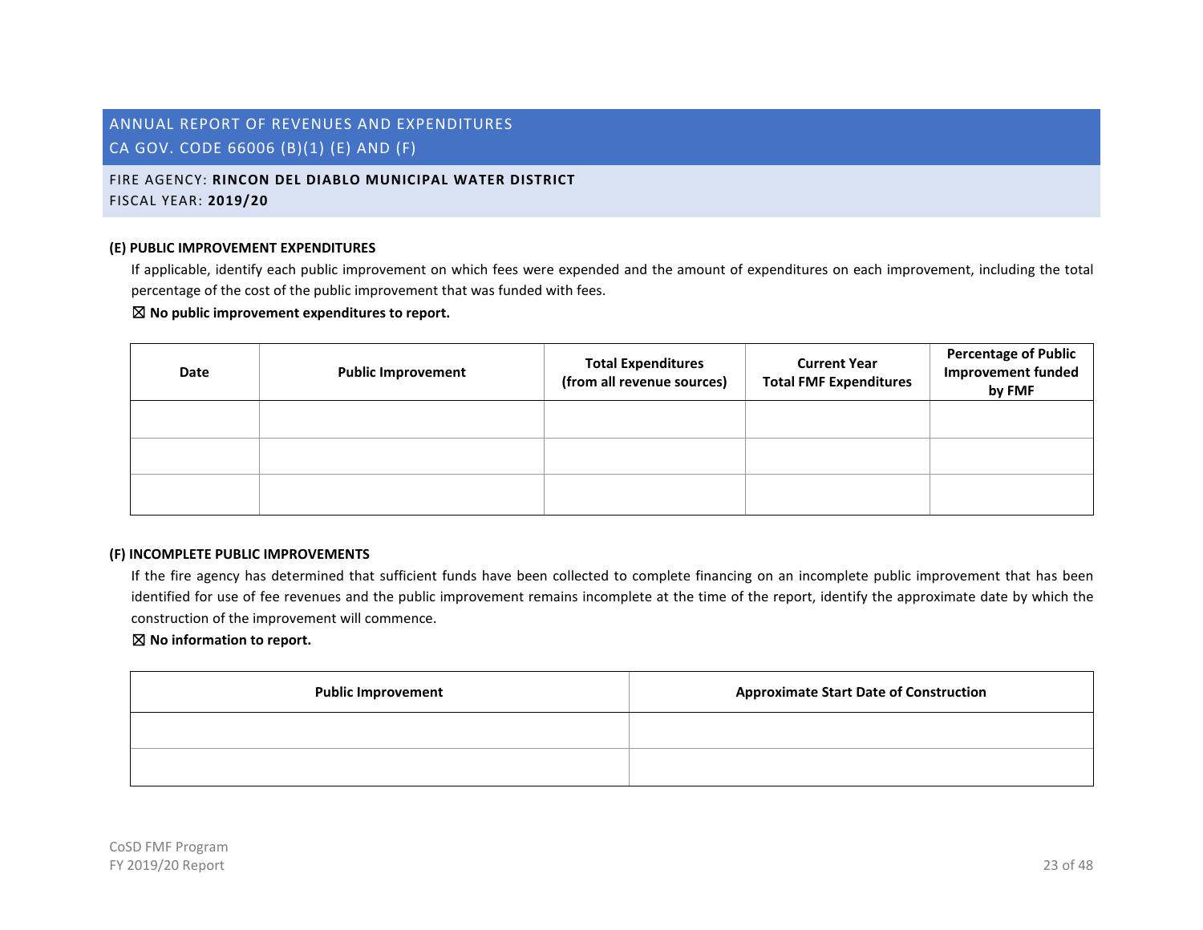# ANNUAL REPORT OF REVENUES AND EXPENDITURES
# CA GOV. CODE 66006 (B)(1) (E) AND (F)

FIRE AGENCY: **RINCON DEL DIABLO MUNICIPAL WATER DISTRICT**
FISCAL YEAR: **2019/20**

### (E) PUBLIC IMPROVEMENT EXPENDITURES

If applicable, identify each public improvement on which fees were expended and the amount of expenditures on each improvement, including the total percentage of the cost of the public improvement that was funded with fees.

☒ **No public improvement expenditures to report.**

| Date | Public Improvement | Total Expenditures (from all revenue sources) | Current Year Total FMF Expenditures | Percentage of Public Improvement funded by FMF |
|---|---|---|---|---|
| | | | | |
| | | | | |
| | | | | |

### (F) INCOMPLETE PUBLIC IMPROVEMENTS

If the fire agency has determined that sufficient funds have been collected to complete financing on an incomplete public improvement that has been identified for use of fee revenues and the public improvement remains incomplete at the time of the report, identify the approximate date by which the construction of the improvement will commence.

☒ **No information to report.**

| Public Improvement | Approximate Start Date of Construction |
|---|---|
| | |
| | |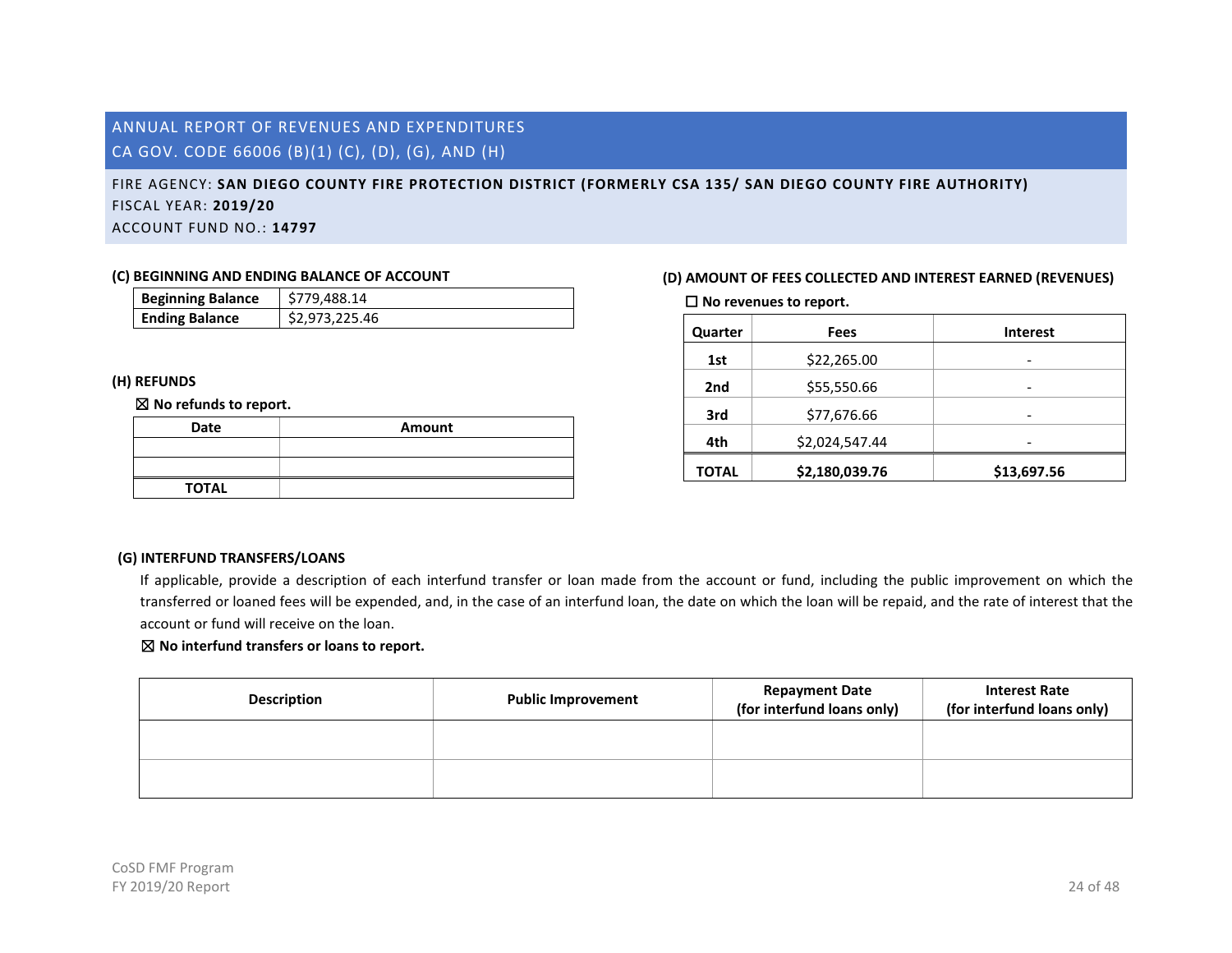# ANNUAL REPORT OF REVENUES AND EXPENDITURES
## CA GOV. CODE 66006 (B)(1) (C), (D), (G), AND (H)

FIRE AGENCY: **SAN DIEGO COUNTY FIRE PROTECTION DISTRICT (FORMERLY CSA 135/ SAN DIEGO COUNTY FIRE AUTHORITY)**
FISCAL YEAR: **2019/20**
ACCOUNT FUND NO.: **14797**

### (C) BEGINNING AND ENDING BALANCE OF ACCOUNT

| | |
|---|---|
| **Beginning Balance** | $779,488.14 |
| **Ending Balance** | $2,973,225.46 |

### (D) AMOUNT OF FEES COLLECTED AND INTEREST EARNED (REVENUES)

☐ **No revenues to report.**

| Quarter | Fees | Interest |
|---|---|---|
| **1st** | $22,265.00 | - |
| **2nd** | $55,550.66 | - |
| **3rd** | $77,676.66 | - |
| **4th** | $2,024,547.44 | - |
| **TOTAL** | **$2,180,039.76** | **$13,697.56** |

### (H) REFUNDS

☒ **No refunds to report.**

| Date | Amount |
|---|---|
| | |
| | |
| **TOTAL** | |

### (G) INTERFUND TRANSFERS/LOANS

If applicable, provide a description of each interfund transfer or loan made from the account or fund, including the public improvement on which the transferred or loaned fees will be expended, and, in the case of an interfund loan, the date on which the loan will be repaid, and the rate of interest that the account or fund will receive on the loan.

☒ **No interfund transfers or loans to report.**

| Description | Public Improvement | Repayment Date (for interfund loans only) | Interest Rate (for interfund loans only) |
|---|---|---|---|
| | | | |
| | | | |

CoSD FMF Program
FY 2019/20 Report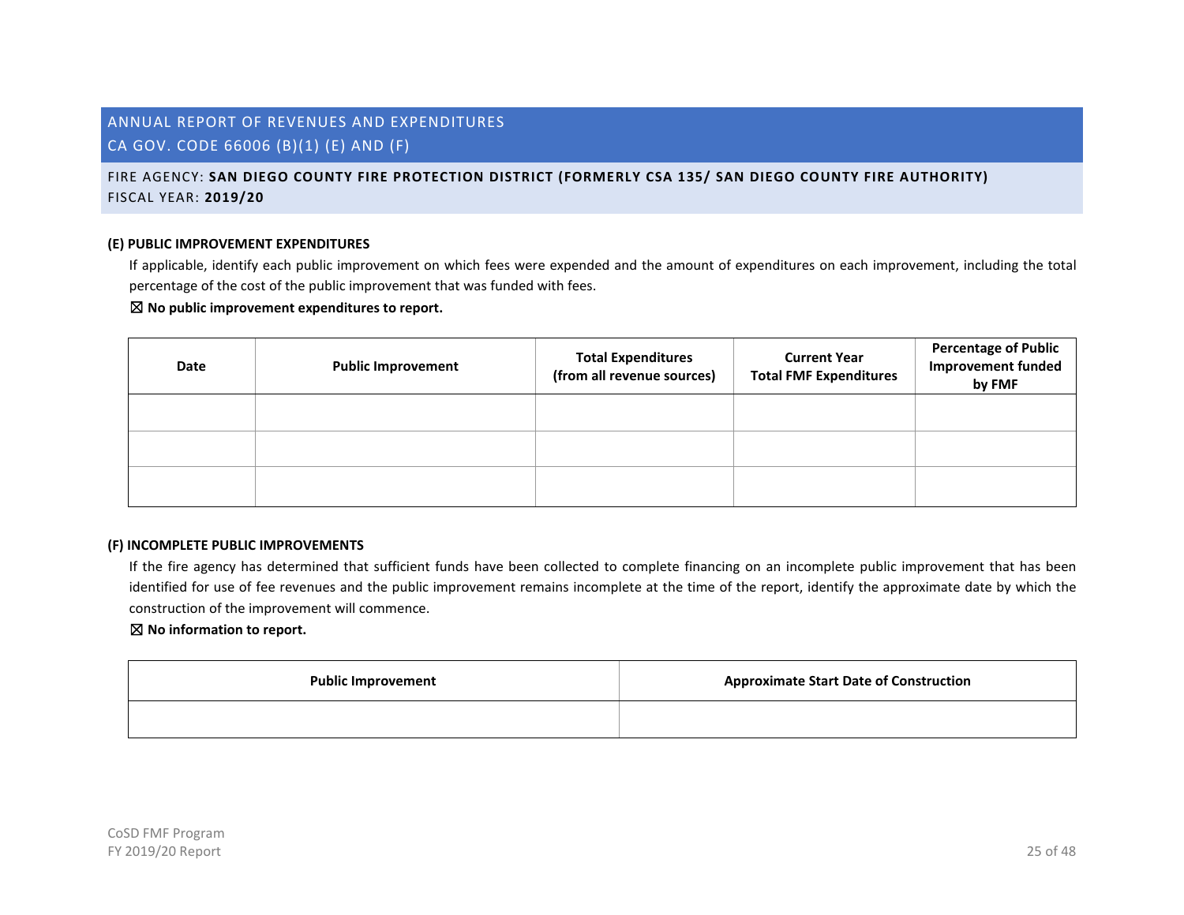## ANNUAL REPORT OF REVENUES AND EXPENDITURES
## CA GOV. CODE 66006 (B)(1) (E) AND (F)

FIRE AGENCY: **SAN DIEGO COUNTY FIRE PROTECTION DISTRICT (FORMERLY CSA 135/ SAN DIEGO COUNTY FIRE AUTHORITY)**
FISCAL YEAR: **2019/20**

### (E) PUBLIC IMPROVEMENT EXPENDITURES

If applicable, identify each public improvement on which fees were expended and the amount of expenditures on each improvement, including the total percentage of the cost of the public improvement that was funded with fees.

☒ **No public improvement expenditures to report.**

| Date | Public Improvement | Total Expenditures (from all revenue sources) | Current Year Total FMF Expenditures | Percentage of Public Improvement funded by FMF |
|---|---|---|---|---|
| | | | | |
| | | | | |
| | | | | |

### (F) INCOMPLETE PUBLIC IMPROVEMENTS

If the fire agency has determined that sufficient funds have been collected to complete financing on an incomplete public improvement that has been identified for use of fee revenues and the public improvement remains incomplete at the time of the report, identify the approximate date by which the construction of the improvement will commence.

☒ **No information to report.**

| Public Improvement | Approximate Start Date of Construction |
|---|---|
| | |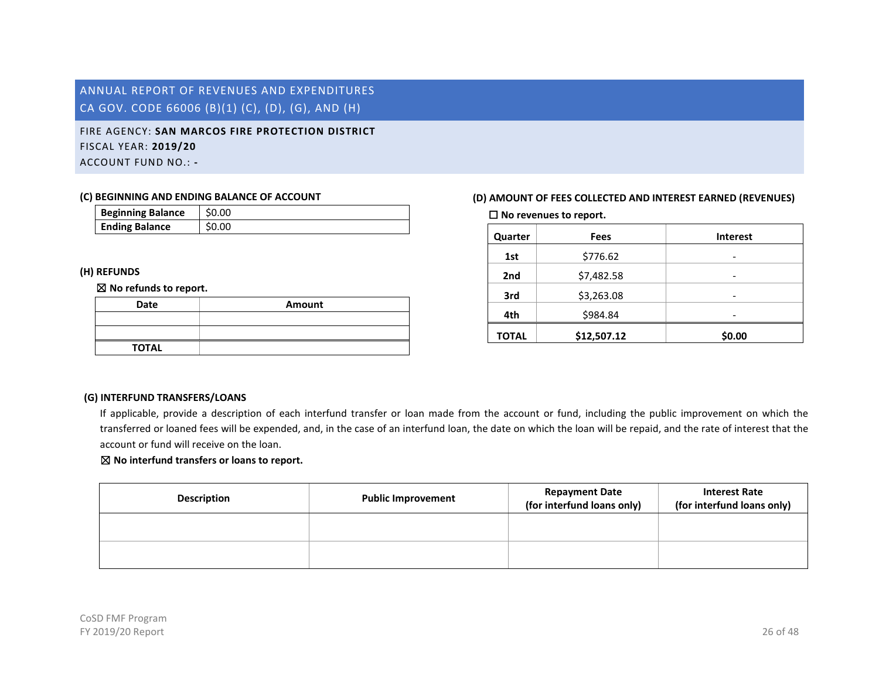## ANNUAL REPORT OF REVENUES AND EXPENDITURES
## CA GOV. CODE 66006 (B)(1) (C), (D), (G), AND (H)

FIRE AGENCY: **SAN MARCOS FIRE PROTECTION DISTRICT**
FISCAL YEAR: **2019/20**
ACCOUNT FUND NO.: **-**

### (C) BEGINNING AND ENDING BALANCE OF ACCOUNT

| | |
|---|---|
| **Beginning Balance** | $0.00 |
| **Ending Balance** | $0.00 |

### (D) AMOUNT OF FEES COLLECTED AND INTEREST EARNED (REVENUES)

☐ **No revenues to report.**

| Quarter | Fees | Interest |
|---|---|---|
| **1st** | $776.62 | - |
| **2nd** | $7,482.58 | - |
| **3rd** | $3,263.08 | - |
| **4th** | $984.84 | - |
| **TOTAL** | **$12,507.12** | **$0.00** |

### (H) REFUNDS

☒ **No refunds to report.**

| Date | Amount |
|---|---|
| | |
| | |
| **TOTAL** | |

### (G) INTERFUND TRANSFERS/LOANS

If applicable, provide a description of each interfund transfer or loan made from the account or fund, including the public improvement on which the transferred or loaned fees will be expended, and, in the case of an interfund loan, the date on which the loan will be repaid, and the rate of interest that the account or fund will receive on the loan.

☒ **No interfund transfers or loans to report.**

| Description | Public Improvement | Repayment Date (for interfund loans only) | Interest Rate (for interfund loans only) |
|---|---|---|---|
| | | | |
| | | | |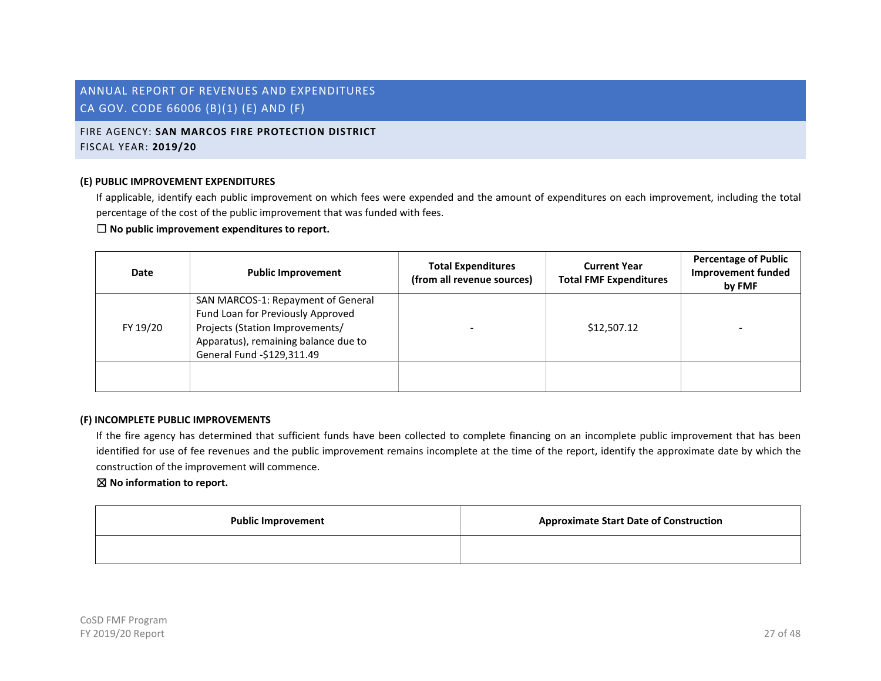# ANNUAL REPORT OF REVENUES AND EXPENDITURES
# CA GOV. CODE 66006 (B)(1) (E) AND (F)

FIRE AGENCY: **SAN MARCOS FIRE PROTECTION DISTRICT**
FISCAL YEAR: **2019/20**

### (E) PUBLIC IMPROVEMENT EXPENDITURES

If applicable, identify each public improvement on which fees were expended and the amount of expenditures on each improvement, including the total percentage of the cost of the public improvement that was funded with fees.

☐ **No public improvement expenditures to report.**

| Date | Public Improvement | Total Expenditures (from all revenue sources) | Current Year Total FMF Expenditures | Percentage of Public Improvement funded by FMF |
|---|---|---|---|---|
| FY 19/20 | SAN MARCOS-1: Repayment of General Fund Loan for Previously Approved Projects (Station Improvements/ Apparatus), remaining balance due to General Fund -$129,311.49 | - | $12,507.12 | - |
| | | | | |

### (F) INCOMPLETE PUBLIC IMPROVEMENTS

If the fire agency has determined that sufficient funds have been collected to complete financing on an incomplete public improvement that has been identified for use of fee revenues and the public improvement remains incomplete at the time of the report, identify the approximate date by which the construction of the improvement will commence.

☒ **No information to report.**

| Public Improvement | Approximate Start Date of Construction |
|---|---|
| | |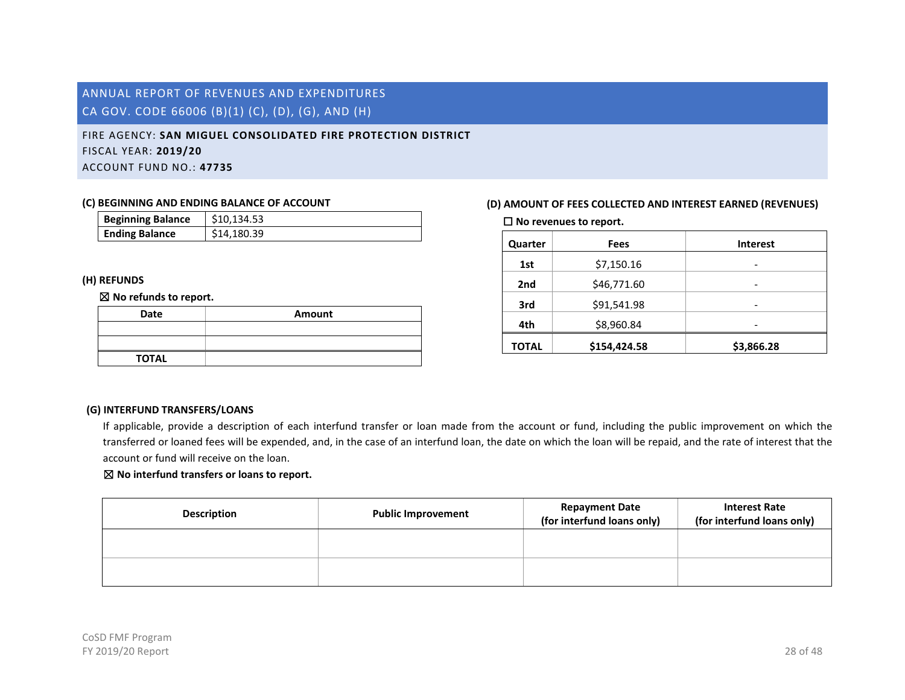# ANNUAL REPORT OF REVENUES AND EXPENDITURES
# CA GOV. CODE 66006 (B)(1) (C), (D), (G), AND (H)

FIRE AGENCY: **SAN MIGUEL CONSOLIDATED FIRE PROTECTION DISTRICT**
FISCAL YEAR: **2019/20**
ACCOUNT FUND NO.: **47735**

### (C) BEGINNING AND ENDING BALANCE OF ACCOUNT

| | |
|---|---|
| **Beginning Balance** | $10,134.53 |
| **Ending Balance** | $14,180.39 |

### (D) AMOUNT OF FEES COLLECTED AND INTEREST EARNED (REVENUES)

☐ **No revenues to report.**

| Quarter | Fees | Interest |
|---|---|---|
| **1st** | $7,150.16 | - |
| **2nd** | $46,771.60 | - |
| **3rd** | $91,541.98 | - |
| **4th** | $8,960.84 | - |
| **TOTAL** | **$154,424.58** | **$3,866.28** |

### (H) REFUNDS

☒ **No refunds to report.**

| Date | Amount |
|---|---|
| | |
| | |
| **TOTAL** | |

### (G) INTERFUND TRANSFERS/LOANS

If applicable, provide a description of each interfund transfer or loan made from the account or fund, including the public improvement on which the transferred or loaned fees will be expended, and, in the case of an interfund loan, the date on which the loan will be repaid, and the rate of interest that the account or fund will receive on the loan.

☒ **No interfund transfers or loans to report.**

| Description | Public Improvement | Repayment Date (for interfund loans only) | Interest Rate (for interfund loans only) |
|---|---|---|---|
| | | | |
| | | | |

CoSD FMF Program
FY 2019/20 Report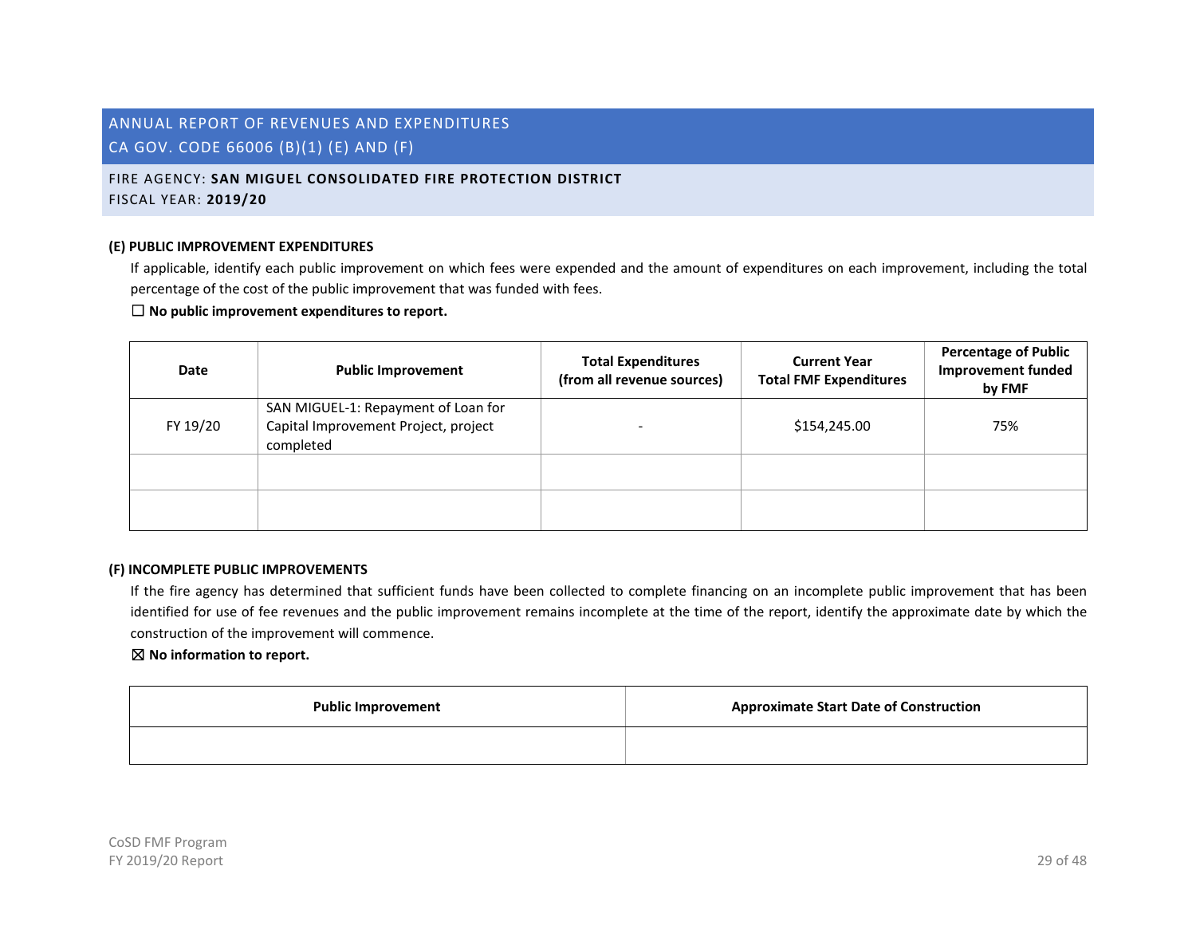# ANNUAL REPORT OF REVENUES AND EXPENDITURES
# CA GOV. CODE 66006 (B)(1) (E) AND (F)

FIRE AGENCY: **SAN MIGUEL CONSOLIDATED FIRE PROTECTION DISTRICT**
FISCAL YEAR: **2019/20**

### (E) PUBLIC IMPROVEMENT EXPENDITURES

If applicable, identify each public improvement on which fees were expended and the amount of expenditures on each improvement, including the total percentage of the cost of the public improvement that was funded with fees.

☐ **No public improvement expenditures to report.**

| Date | Public Improvement | Total Expenditures (from all revenue sources) | Current Year Total FMF Expenditures | Percentage of Public Improvement funded by FMF |
|---|---|---|---|---|
| FY 19/20 | SAN MIGUEL-1: Repayment of Loan for Capital Improvement Project, project completed | - | $154,245.00 | 75% |
| | | | | |
| | | | | |

### (F) INCOMPLETE PUBLIC IMPROVEMENTS

If the fire agency has determined that sufficient funds have been collected to complete financing on an incomplete public improvement that has been identified for use of fee revenues and the public improvement remains incomplete at the time of the report, identify the approximate date by which the construction of the improvement will commence.

☒ **No information to report.**

| Public Improvement | Approximate Start Date of Construction |
|---|---|
| | |

CoSD FMF Program
FY 2019/20 Report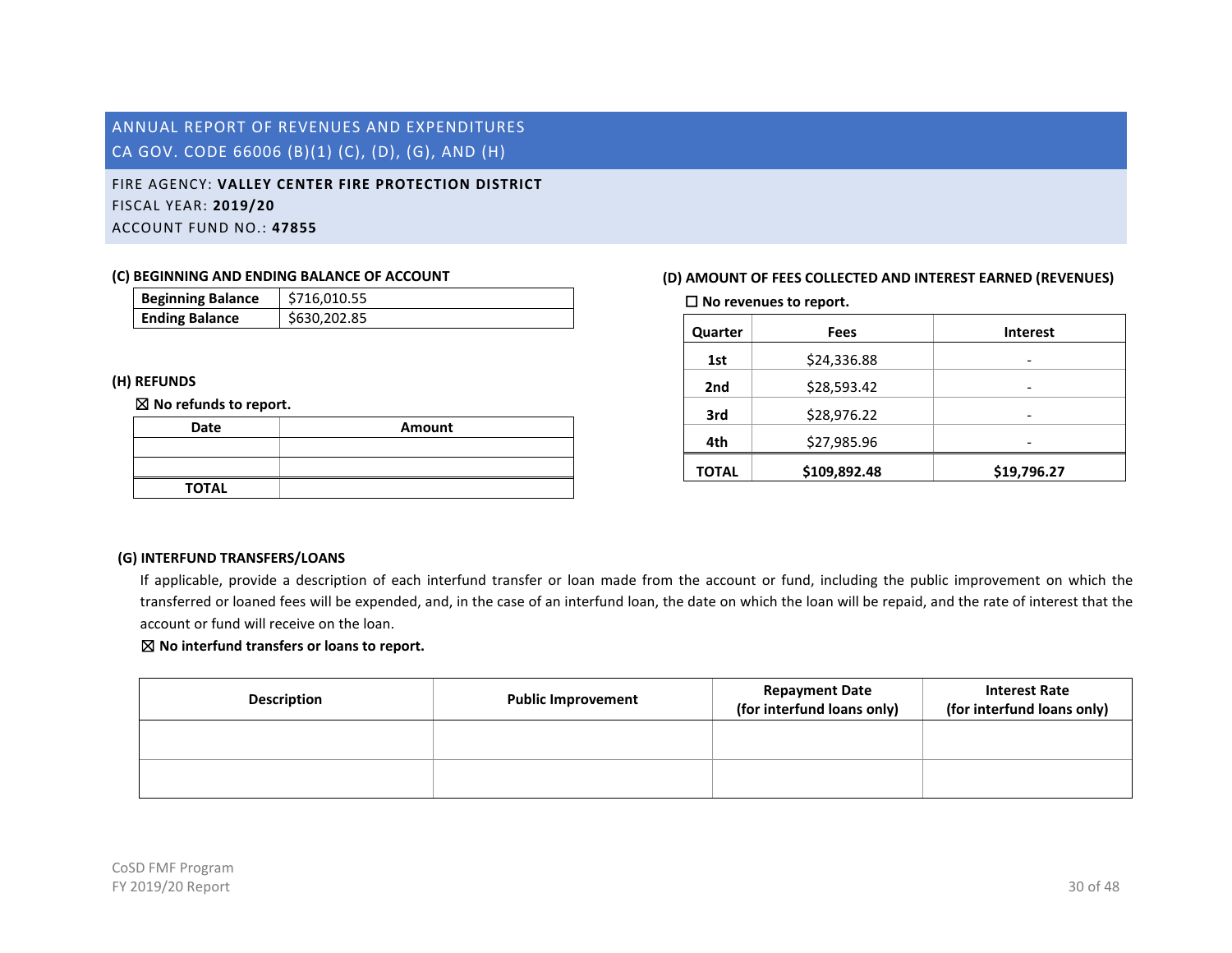# ANNUAL REPORT OF REVENUES AND EXPENDITURES
## CA GOV. CODE 66006 (B)(1) (C), (D), (G), AND (H)

FIRE AGENCY: **VALLEY CENTER FIRE PROTECTION DISTRICT**
FISCAL YEAR: **2019/20**
ACCOUNT FUND NO.: **47855**

### (C) BEGINNING AND ENDING BALANCE OF ACCOUNT

| | |
|---|---|
| **Beginning Balance** | $716,010.55 |
| **Ending Balance** | $630,202.85 |

### (D) AMOUNT OF FEES COLLECTED AND INTEREST EARNED (REVENUES)

☐ **No revenues to report.**

| Quarter | Fees | Interest |
|---|---|---|
| **1st** | $24,336.88 | - |
| **2nd** | $28,593.42 | - |
| **3rd** | $28,976.22 | - |
| **4th** | $27,985.96 | - |
| **TOTAL** | **$109,892.48** | **$19,796.27** |

### (H) REFUNDS

☒ **No refunds to report.**

| Date | Amount |
|---|---|
| | |
| | |
| **TOTAL** | |

### (G) INTERFUND TRANSFERS/LOANS

If applicable, provide a description of each interfund transfer or loan made from the account or fund, including the public improvement on which the transferred or loaned fees will be expended, and, in the case of an interfund loan, the date on which the loan will be repaid, and the rate of interest that the account or fund will receive on the loan.

☒ **No interfund transfers or loans to report.**

| Description | Public Improvement | Repayment Date (for interfund loans only) | Interest Rate (for interfund loans only) |
|---|---|---|---|
| | | | |
| | | | |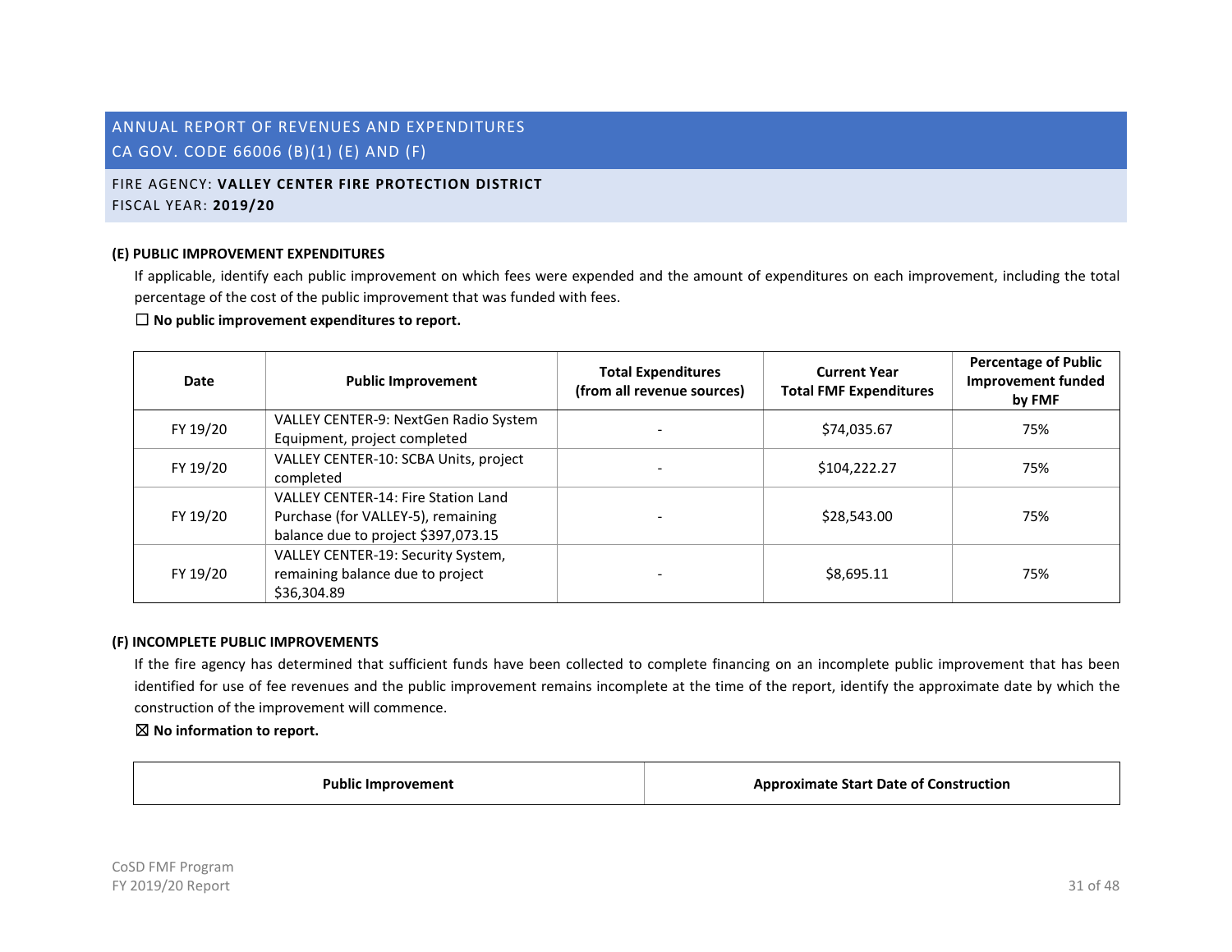## ANNUAL REPORT OF REVENUES AND EXPENDITURES
## CA GOV. CODE 66006 (B)(1) (E) AND (F)

FIRE AGENCY: **VALLEY CENTER FIRE PROTECTION DISTRICT**
FISCAL YEAR: **2019/20**

### (E) PUBLIC IMPROVEMENT EXPENDITURES

If applicable, identify each public improvement on which fees were expended and the amount of expenditures on each improvement, including the total percentage of the cost of the public improvement that was funded with fees.

☐ **No public improvement expenditures to report.**

| Date | Public Improvement | Total Expenditures (from all revenue sources) | Current Year Total FMF Expenditures | Percentage of Public Improvement funded by FMF |
|---|---|---|---|---|
| FY 19/20 | VALLEY CENTER-9: NextGen Radio System Equipment, project completed | - | $74,035.67 | 75% |
| FY 19/20 | VALLEY CENTER-10: SCBA Units, project completed | - | $104,222.27 | 75% |
| FY 19/20 | VALLEY CENTER-14: Fire Station Land Purchase (for VALLEY-5), remaining balance due to project $397,073.15 | - | $28,543.00 | 75% |
| FY 19/20 | VALLEY CENTER-19: Security System, remaining balance due to project $36,304.89 | - | $8,695.11 | 75% |

### (F) INCOMPLETE PUBLIC IMPROVEMENTS

If the fire agency has determined that sufficient funds have been collected to complete financing on an incomplete public improvement that has been identified for use of fee revenues and the public improvement remains incomplete at the time of the report, identify the approximate date by which the construction of the improvement will commence.

☒ **No information to report.**

| Public Improvement | Approximate Start Date of Construction |
|---|---|

CoSD FMF Program
FY 2019/20 Report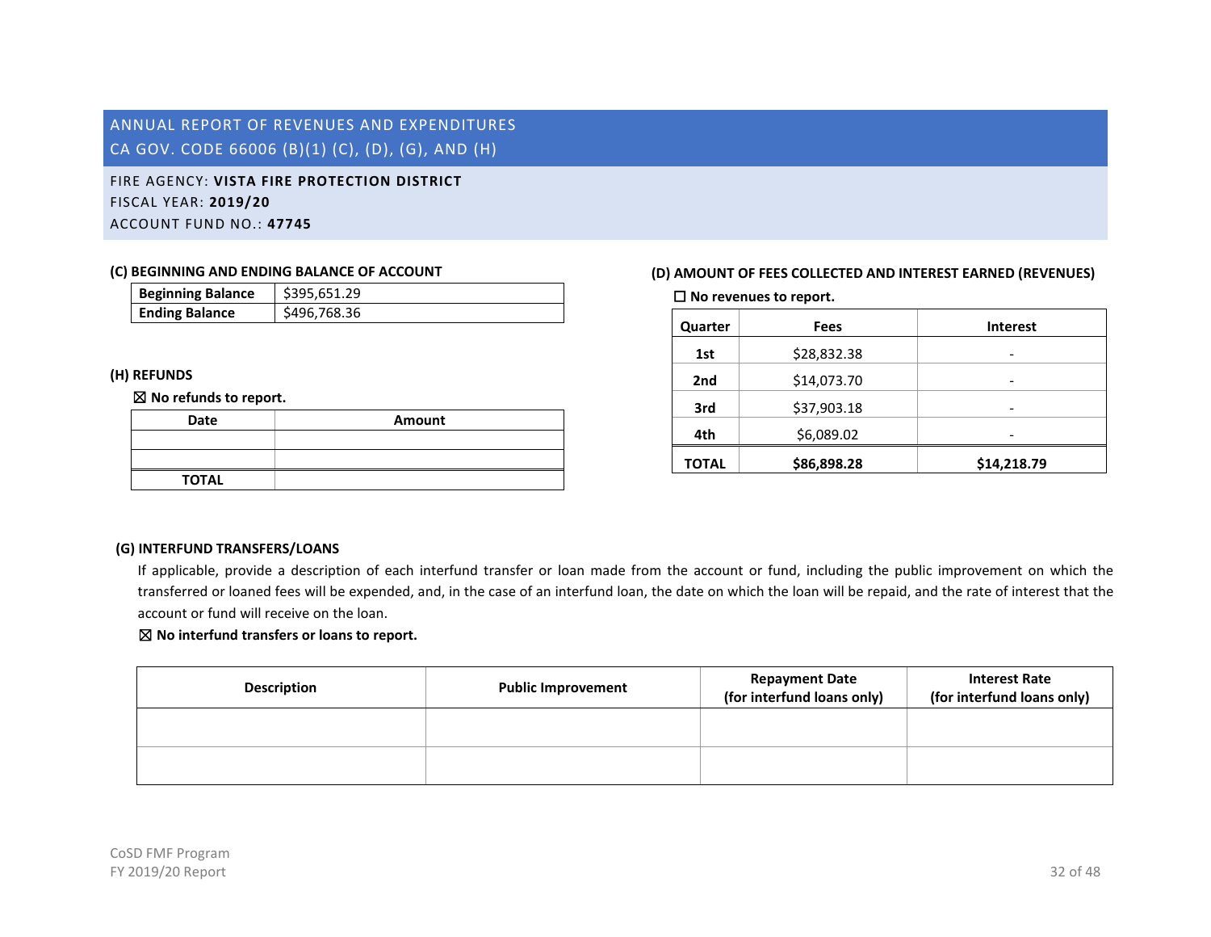# ANNUAL REPORT OF REVENUES AND EXPENDITURES
# CA GOV. CODE 66006 (B)(1) (C), (D), (G), AND (H)

FIRE AGENCY: **VISTA FIRE PROTECTION DISTRICT**
FISCAL YEAR: **2019/20**
ACCOUNT FUND NO.: **47745**

### (C) BEGINNING AND ENDING BALANCE OF ACCOUNT

| **Beginning Balance** | $395,651.29 |
|---|---|
| **Ending Balance** | $496,768.36 |

### (D) AMOUNT OF FEES COLLECTED AND INTEREST EARNED (REVENUES)

☐ **No revenues to report.**

| Quarter | Fees | Interest |
|---|---|---|
| **1st** | $28,832.38 | - |
| **2nd** | $14,073.70 | - |
| **3rd** | $37,903.18 | - |
| **4th** | $6,089.02 | - |
| **TOTAL** | **$86,898.28** | **$14,218.79** |

### (H) REFUNDS

☒ **No refunds to report.**

| Date | Amount |
|---|---|
| | |
| | |
| **TOTAL** | |

### (G) INTERFUND TRANSFERS/LOANS

If applicable, provide a description of each interfund transfer or loan made from the account or fund, including the public improvement on which the transferred or loaned fees will be expended, and, in the case of an interfund loan, the date on which the loan will be repaid, and the rate of interest that the account or fund will receive on the loan.

☒ **No interfund transfers or loans to report.**

| Description | Public Improvement | Repayment Date (for interfund loans only) | Interest Rate (for interfund loans only) |
|---|---|---|---|
| | | | |
| | | | |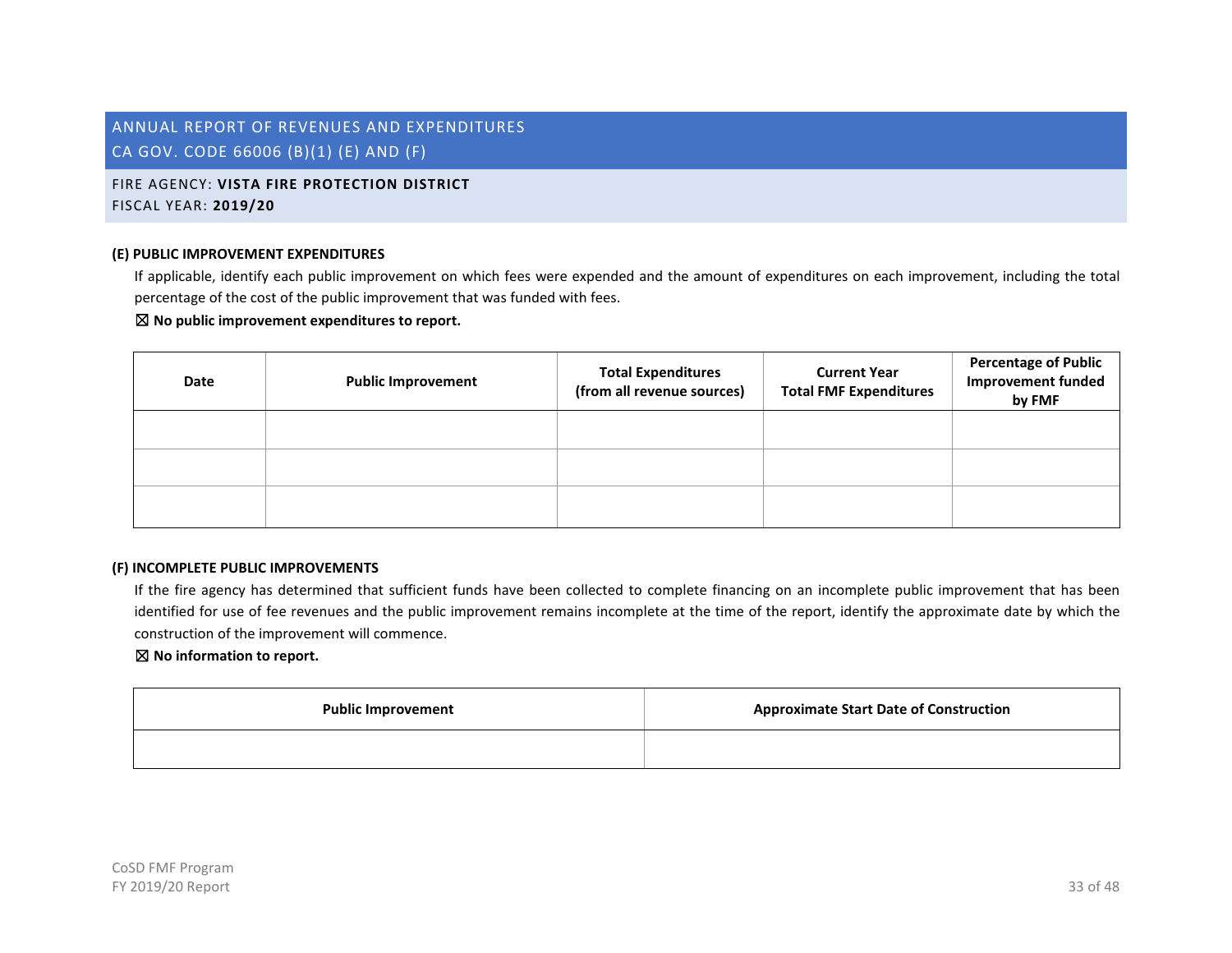## ANNUAL REPORT OF REVENUES AND EXPENDITURES
## CA GOV. CODE 66006 (B)(1) (E) AND (F)

FIRE AGENCY: **VISTA FIRE PROTECTION DISTRICT**
FISCAL YEAR: **2019/20**

### (E) PUBLIC IMPROVEMENT EXPENDITURES

If applicable, identify each public improvement on which fees were expended and the amount of expenditures on each improvement, including the total percentage of the cost of the public improvement that was funded with fees.

☒ **No public improvement expenditures to report.**

| Date | Public Improvement | Total Expenditures (from all revenue sources) | Current Year Total FMF Expenditures | Percentage of Public Improvement funded by FMF |
|---|---|---|---|---|
| | | | | |
| | | | | |
| | | | | |

### (F) INCOMPLETE PUBLIC IMPROVEMENTS

If the fire agency has determined that sufficient funds have been collected to complete financing on an incomplete public improvement that has been identified for use of fee revenues and the public improvement remains incomplete at the time of the report, identify the approximate date by which the construction of the improvement will commence.

☒ **No information to report.**

| Public Improvement | Approximate Start Date of Construction |
|---|---|
| | |

CoSD FMF Program
FY 2019/20 Report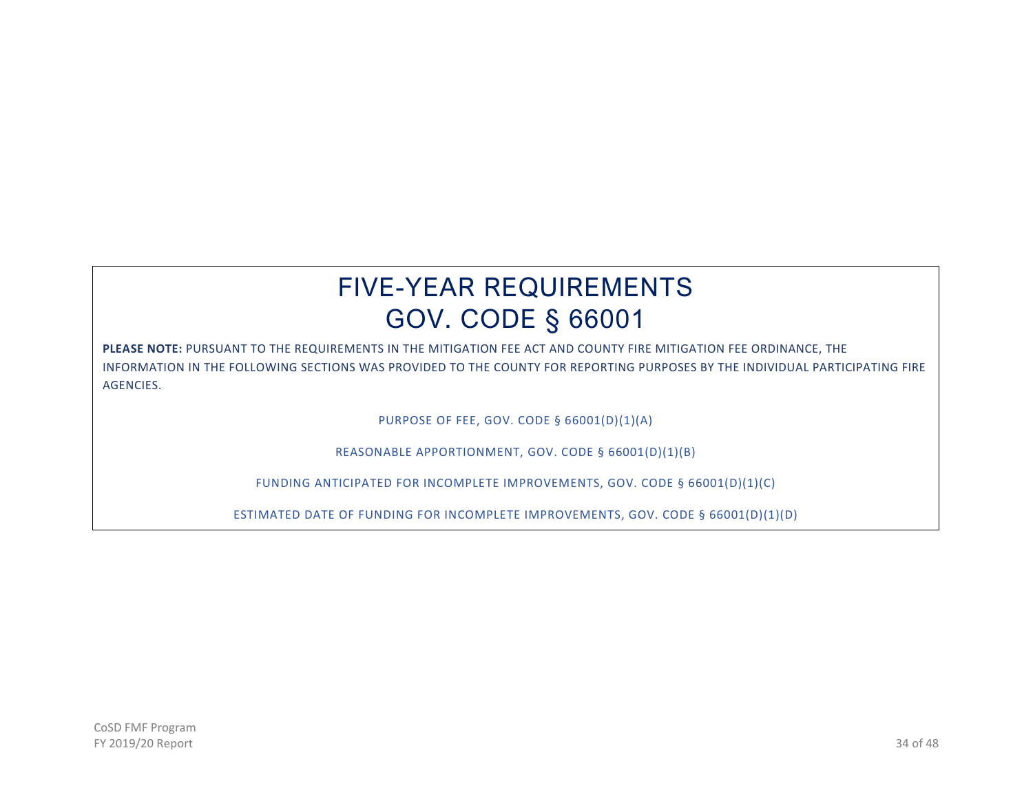# FIVE-YEAR REQUIREMENTS
# GOV. CODE § 66001

**PLEASE NOTE:** PURSUANT TO THE REQUIREMENTS IN THE MITIGATION FEE ACT AND COUNTY FIRE MITIGATION FEE ORDINANCE, THE INFORMATION IN THE FOLLOWING SECTIONS WAS PROVIDED TO THE COUNTY FOR REPORTING PURPOSES BY THE INDIVIDUAL PARTICIPATING FIRE AGENCIES.

PURPOSE OF FEE, GOV. CODE § 66001(D)(1)(A)

REASONABLE APPORTIONMENT, GOV. CODE § 66001(D)(1)(B)

FUNDING ANTICIPATED FOR INCOMPLETE IMPROVEMENTS, GOV. CODE § 66001(D)(1)(C)

ESTIMATED DATE OF FUNDING FOR INCOMPLETE IMPROVEMENTS, GOV. CODE § 66001(D)(1)(D)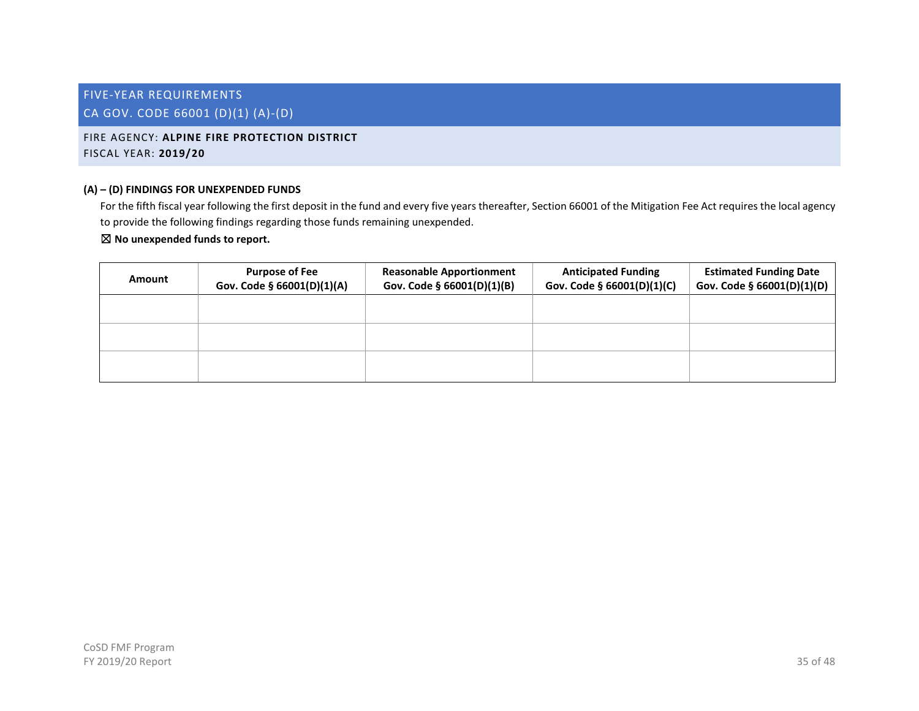## FIVE-YEAR REQUIREMENTS
## CA GOV. CODE 66001 (D)(1) (A)-(D)

FIRE AGENCY: **ALPINE FIRE PROTECTION DISTRICT**
FISCAL YEAR: **2019/20**

**(A) – (D) FINDINGS FOR UNEXPENDED FUNDS**

For the fifth fiscal year following the first deposit in the fund and every five years thereafter, Section 66001 of the Mitigation Fee Act requires the local agency to provide the following findings regarding those funds remaining unexpended.

☒ **No unexpended funds to report.**

| Amount | Purpose of Fee Gov. Code § 66001(D)(1)(A) | Reasonable Apportionment Gov. Code § 66001(D)(1)(B) | Anticipated Funding Gov. Code § 66001(D)(1)(C) | Estimated Funding Date Gov. Code § 66001(D)(1)(D) |
|---|---|---|---|---|
| | | | | |
| | | | | |
| | | | | |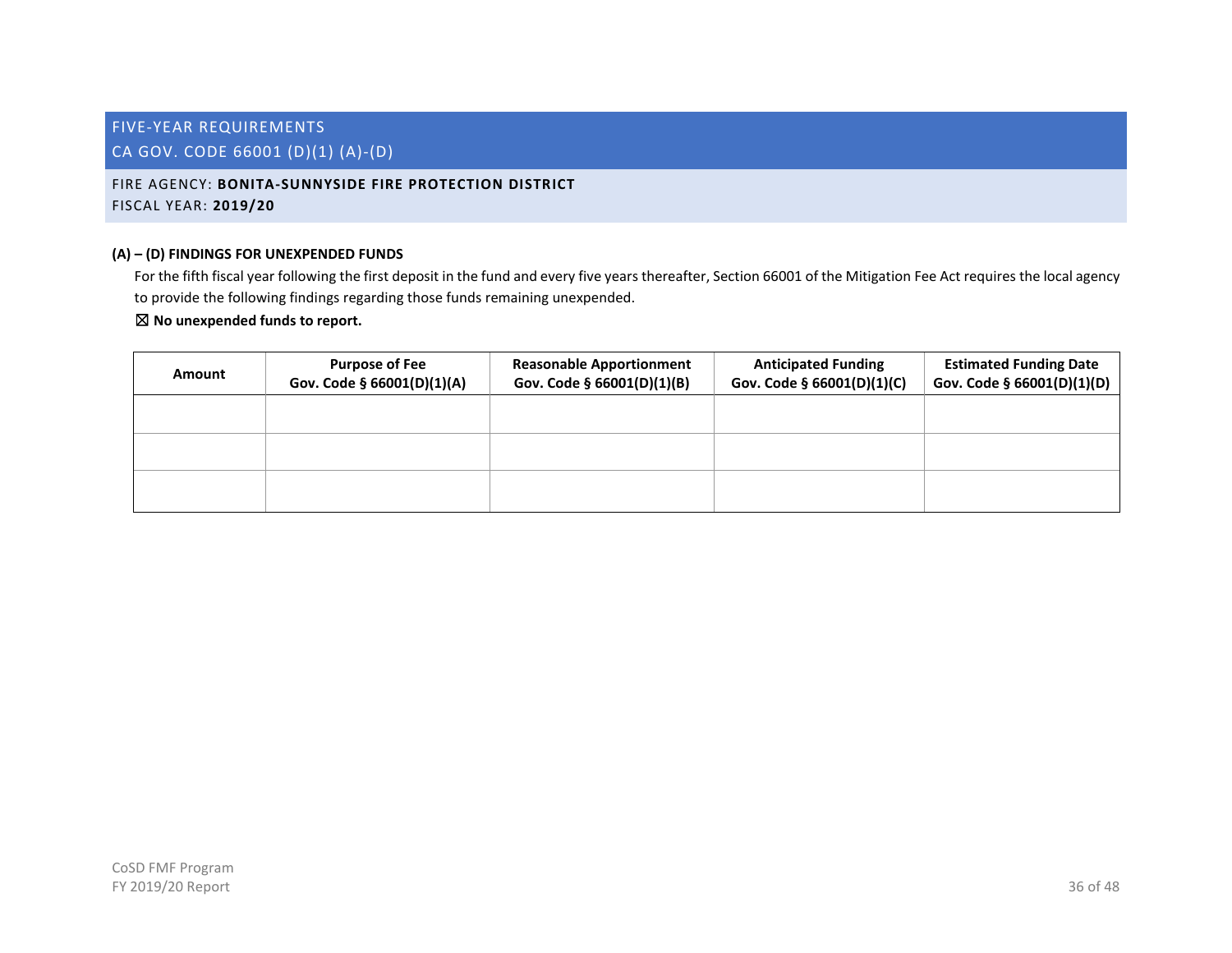## FIVE-YEAR REQUIREMENTS
## CA GOV. CODE 66001 (D)(1) (A)-(D)

FIRE AGENCY: **BONITA-SUNNYSIDE FIRE PROTECTION DISTRICT**
FISCAL YEAR: **2019/20**

### (A) – (D) FINDINGS FOR UNEXPENDED FUNDS

For the fifth fiscal year following the first deposit in the fund and every five years thereafter, Section 66001 of the Mitigation Fee Act requires the local agency to provide the following findings regarding those funds remaining unexpended.

☒ **No unexpended funds to report.**

| Amount | Purpose of Fee Gov. Code § 66001(D)(1)(A) | Reasonable Apportionment Gov. Code § 66001(D)(1)(B) | Anticipated Funding Gov. Code § 66001(D)(1)(C) | Estimated Funding Date Gov. Code § 66001(D)(1)(D) |
|---|---|---|---|---|
| | | | | |
| | | | | |
| | | | | |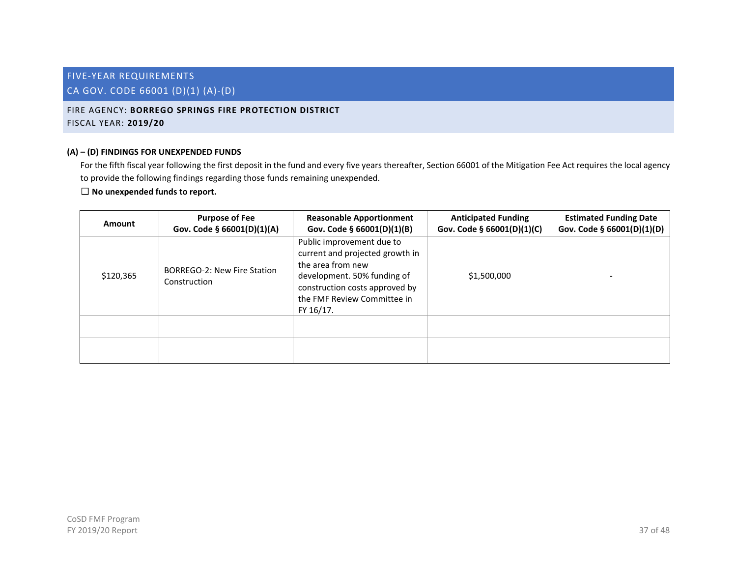# FIVE-YEAR REQUIREMENTS
# CA GOV. CODE 66001 (D)(1) (A)-(D)

FIRE AGENCY: **BORREGO SPRINGS FIRE PROTECTION DISTRICT**
FISCAL YEAR: **2019/20**

**(A) – (D) FINDINGS FOR UNEXPENDED FUNDS**

For the fifth fiscal year following the first deposit in the fund and every five years thereafter, Section 66001 of the Mitigation Fee Act requires the local agency to provide the following findings regarding those funds remaining unexpended.

☐ **No unexpended funds to report.**

| Amount | Purpose of Fee Gov. Code § 66001(D)(1)(A) | Reasonable Apportionment Gov. Code § 66001(D)(1)(B) | Anticipated Funding Gov. Code § 66001(D)(1)(C) | Estimated Funding Date Gov. Code § 66001(D)(1)(D) |
|---|---|---|---|---|
| $120,365 | BORREGO-2: New Fire Station Construction | Public improvement due to current and projected growth in the area from new development. 50% funding of construction costs approved by the FMF Review Committee in FY 16/17. | $1,500,000 | - |
| | | | | |
| | | | | |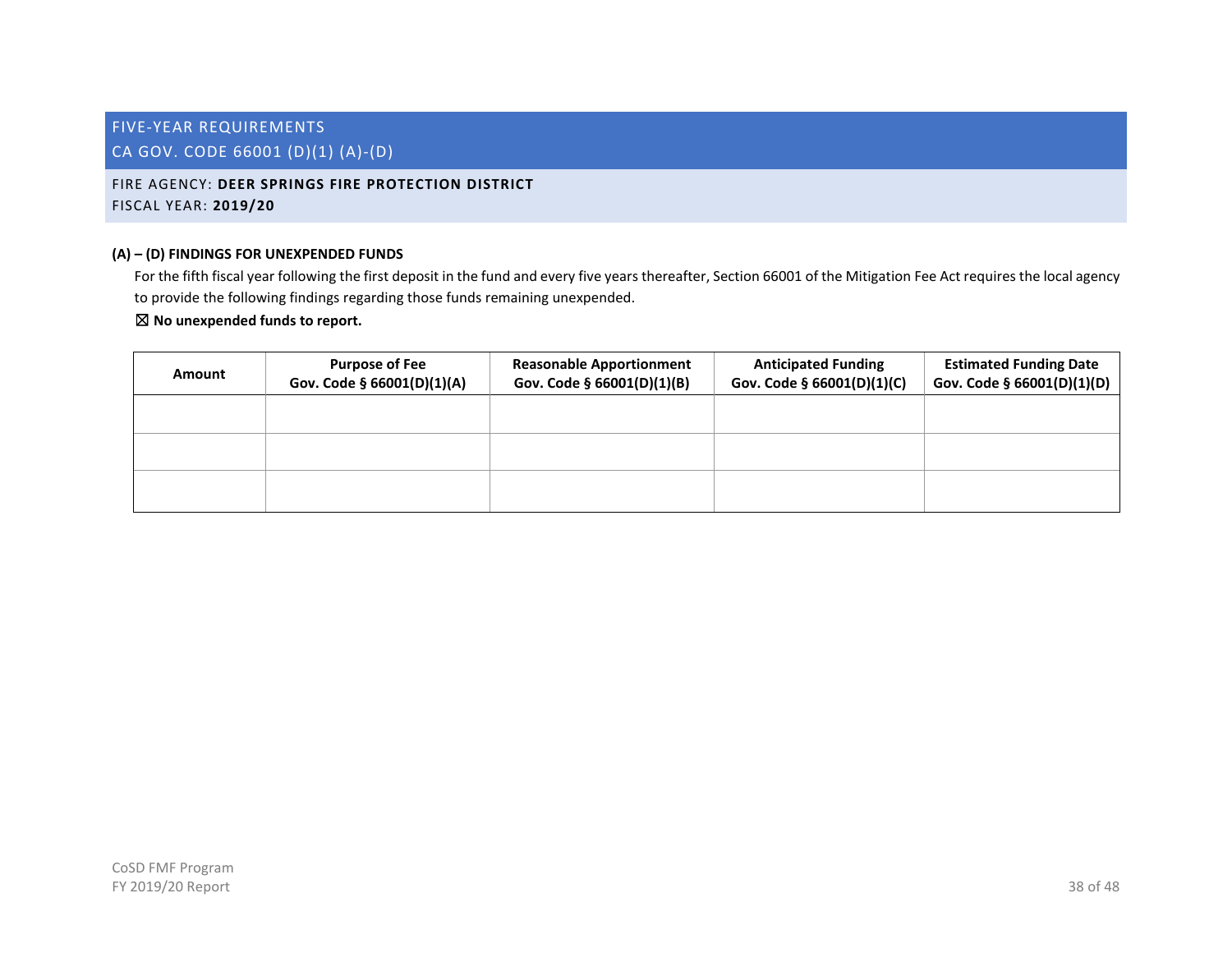## FIVE-YEAR REQUIREMENTS
## CA GOV. CODE 66001 (D)(1) (A)-(D)

FIRE AGENCY: **DEER SPRINGS FIRE PROTECTION DISTRICT**
FISCAL YEAR: **2019/20**

**(A) – (D) FINDINGS FOR UNEXPENDED FUNDS**

For the fifth fiscal year following the first deposit in the fund and every five years thereafter, Section 66001 of the Mitigation Fee Act requires the local agency to provide the following findings regarding those funds remaining unexpended.

☒ **No unexpended funds to report.**

| Amount | Purpose of Fee Gov. Code § 66001(D)(1)(A) | Reasonable Apportionment Gov. Code § 66001(D)(1)(B) | Anticipated Funding Gov. Code § 66001(D)(1)(C) | Estimated Funding Date Gov. Code § 66001(D)(1)(D) |
|---|---|---|---|---|
| | | | | |
| | | | | |
| | | | | |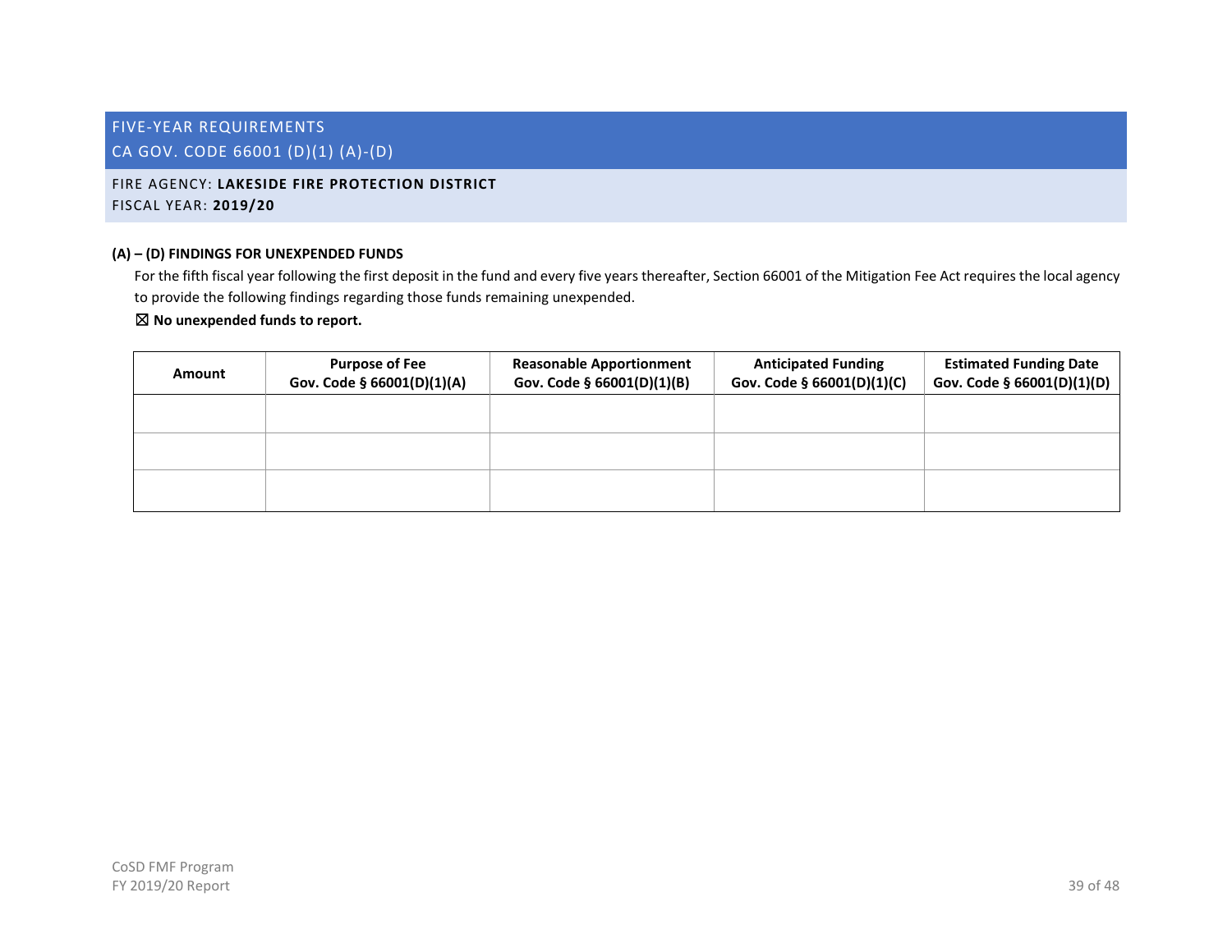## FIVE-YEAR REQUIREMENTS
## CA GOV. CODE 66001 (D)(1) (A)-(D)

FIRE AGENCY: **LAKESIDE FIRE PROTECTION DISTRICT**
FISCAL YEAR: **2019/20**

**(A) – (D) FINDINGS FOR UNEXPENDED FUNDS**

For the fifth fiscal year following the first deposit in the fund and every five years thereafter, Section 66001 of the Mitigation Fee Act requires the local agency to provide the following findings regarding those funds remaining unexpended.

☒ **No unexpended funds to report.**

| Amount | Purpose of Fee Gov. Code § 66001(D)(1)(A) | Reasonable Apportionment Gov. Code § 66001(D)(1)(B) | Anticipated Funding Gov. Code § 66001(D)(1)(C) | Estimated Funding Date Gov. Code § 66001(D)(1)(D) |
|---|---|---|---|---|
| | | | | |
| | | | | |
| | | | | |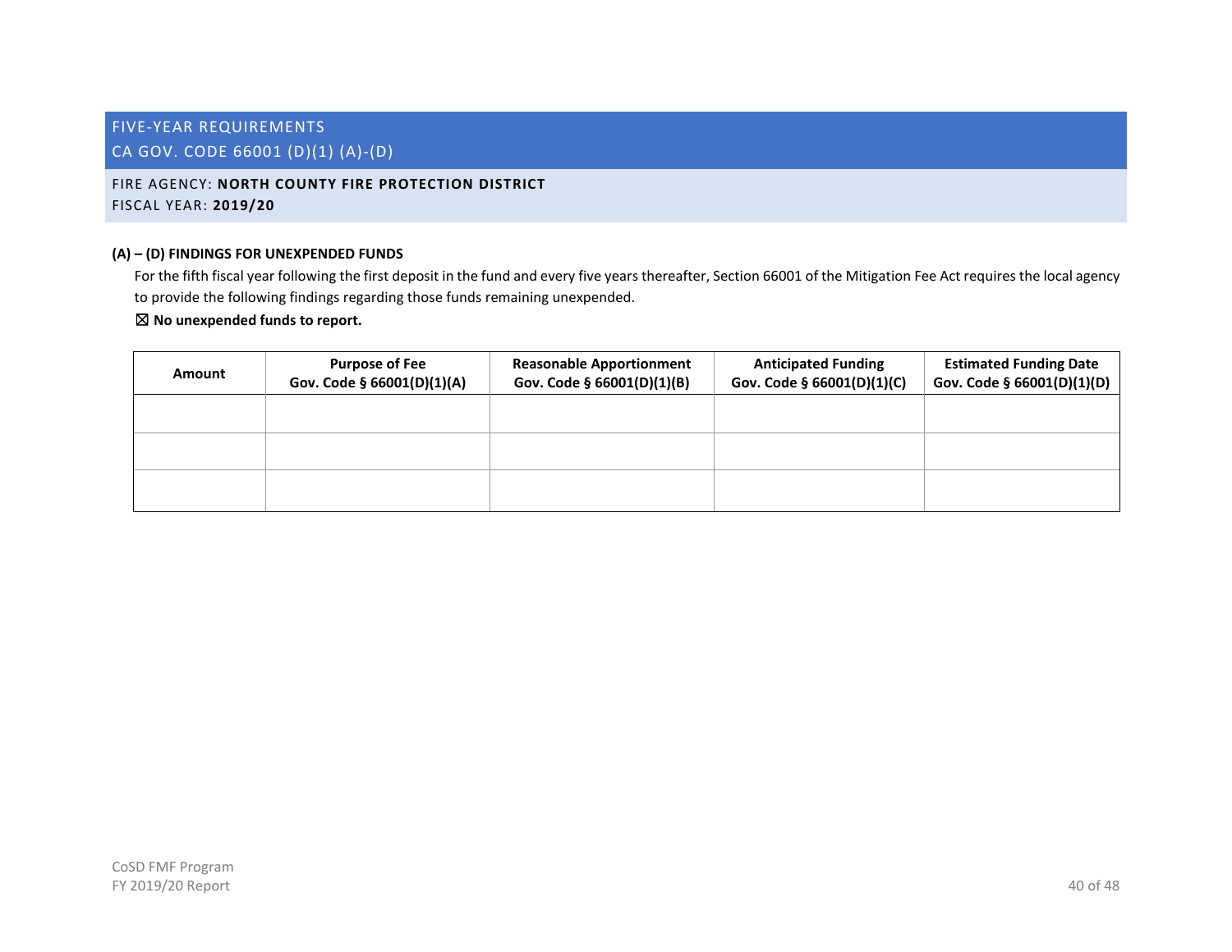## FIVE-YEAR REQUIREMENTS
## CA GOV. CODE 66001 (D)(1) (A)-(D)

FIRE AGENCY: **NORTH COUNTY FIRE PROTECTION DISTRICT**
FISCAL YEAR: **2019/20**

**(A) – (D) FINDINGS FOR UNEXPENDED FUNDS**

For the fifth fiscal year following the first deposit in the fund and every five years thereafter, Section 66001 of the Mitigation Fee Act requires the local agency to provide the following findings regarding those funds remaining unexpended.

☒ **No unexpended funds to report.**

| Amount | Purpose of Fee Gov. Code § 66001(D)(1)(A) | Reasonable Apportionment Gov. Code § 66001(D)(1)(B) | Anticipated Funding Gov. Code § 66001(D)(1)(C) | Estimated Funding Date Gov. Code § 66001(D)(1)(D) |
| --- | --- | --- | --- | --- |
| | | | | |
| | | | | |
| | | | | |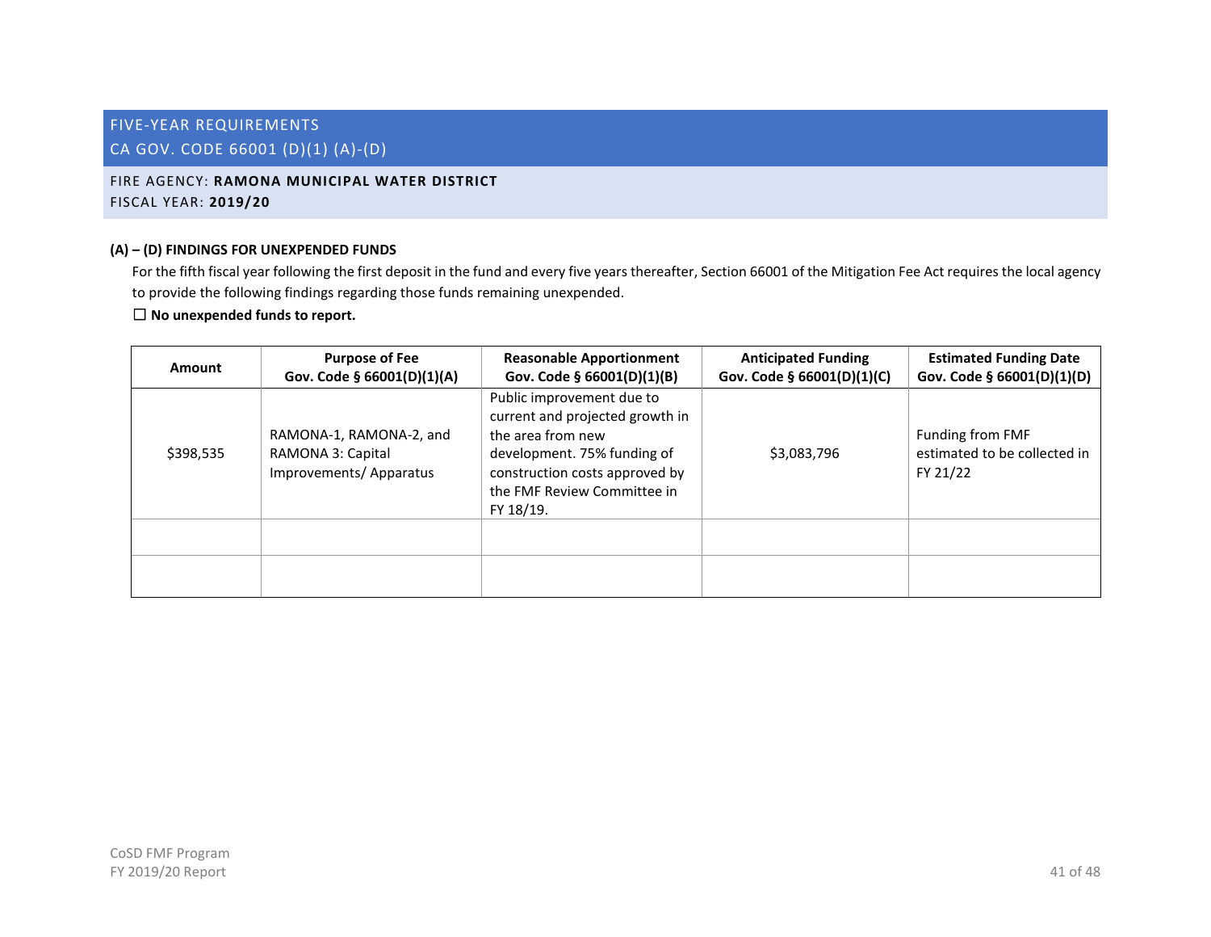## FIVE-YEAR REQUIREMENTS
## CA GOV. CODE 66001 (D)(1) (A)-(D)

FIRE AGENCY: **RAMONA MUNICIPAL WATER DISTRICT**
FISCAL YEAR: **2019/20**

**(A) – (D) FINDINGS FOR UNEXPENDED FUNDS**

For the fifth fiscal year following the first deposit in the fund and every five years thereafter, Section 66001 of the Mitigation Fee Act requires the local agency to provide the following findings regarding those funds remaining unexpended.

☐ **No unexpended funds to report.**

| Amount | Purpose of Fee Gov. Code § 66001(D)(1)(A) | Reasonable Apportionment Gov. Code § 66001(D)(1)(B) | Anticipated Funding Gov. Code § 66001(D)(1)(C) | Estimated Funding Date Gov. Code § 66001(D)(1)(D) |
|---|---|---|---|---|
| $398,535 | RAMONA-1, RAMONA-2, and RAMONA 3: Capital Improvements/ Apparatus | Public improvement due to current and projected growth in the area from new development. 75% funding of construction costs approved by the FMF Review Committee in FY 18/19. | $3,083,796 | Funding from FMF estimated to be collected in FY 21/22 |
| | | | | |
| | | | | |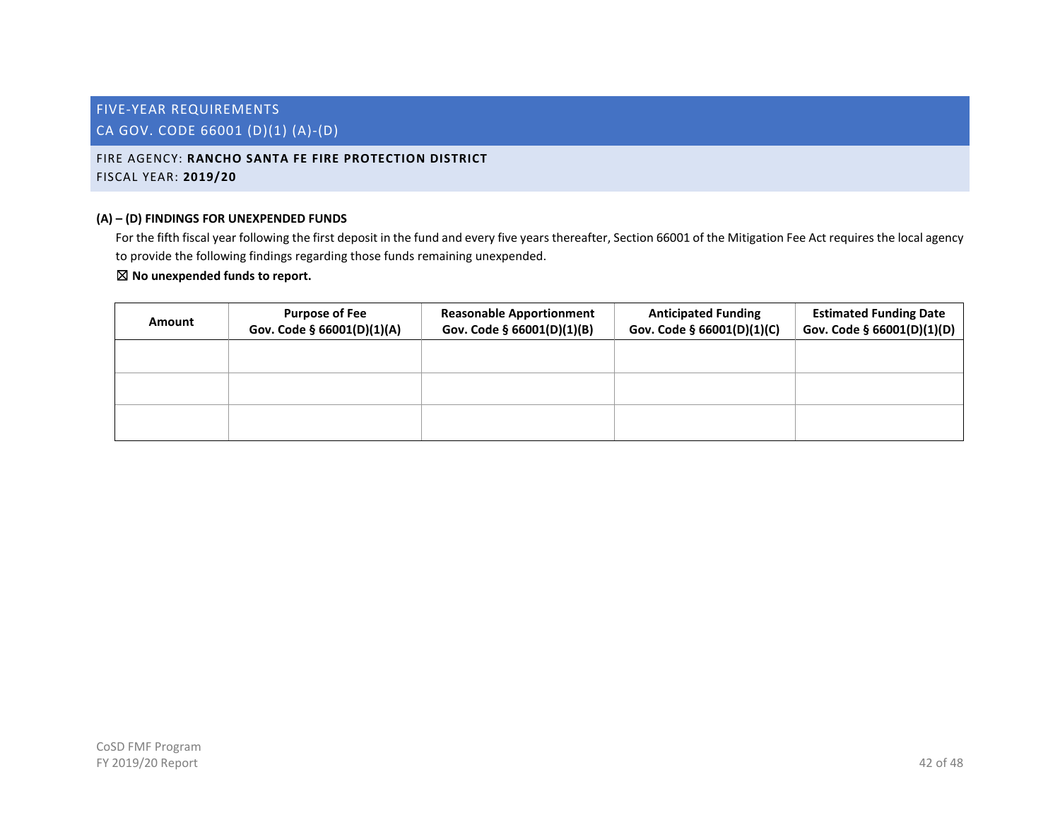## FIVE-YEAR REQUIREMENTS
## CA GOV. CODE 66001 (D)(1) (A)-(D)

FIRE AGENCY: **RANCHO SANTA FE FIRE PROTECTION DISTRICT**
FISCAL YEAR: **2019/20**

**(A) – (D) FINDINGS FOR UNEXPENDED FUNDS**

For the fifth fiscal year following the first deposit in the fund and every five years thereafter, Section 66001 of the Mitigation Fee Act requires the local agency to provide the following findings regarding those funds remaining unexpended.

☒ **No unexpended funds to report.**

| Amount | Purpose of Fee Gov. Code § 66001(D)(1)(A) | Reasonable Apportionment Gov. Code § 66001(D)(1)(B) | Anticipated Funding Gov. Code § 66001(D)(1)(C) | Estimated Funding Date Gov. Code § 66001(D)(1)(D) |
|---|---|---|---|---|
| | | | | |
| | | | | |
| | | | | |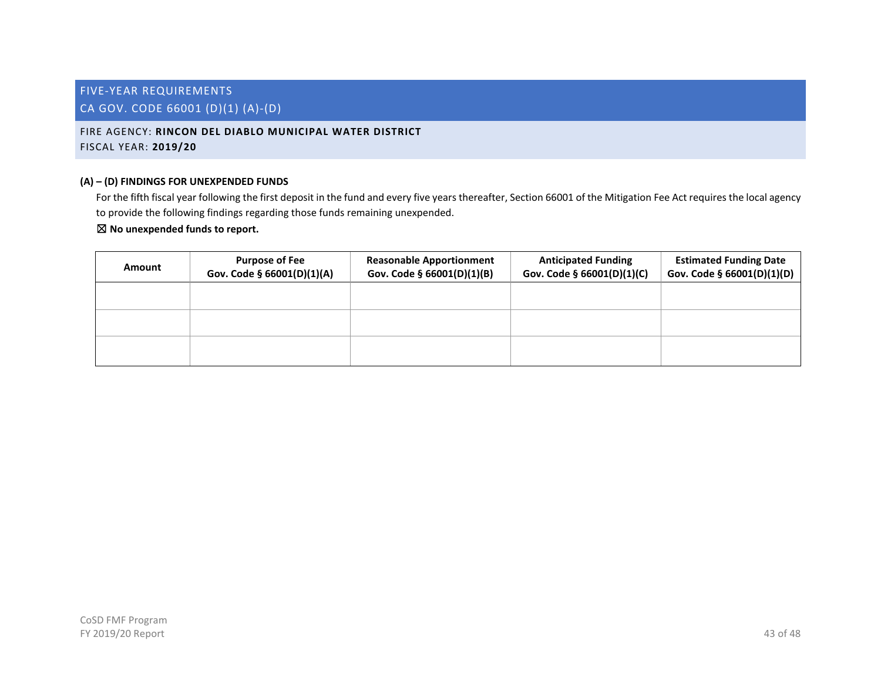## FIVE-YEAR REQUIREMENTS
## CA GOV. CODE 66001 (D)(1) (A)-(D)

FIRE AGENCY: **RINCON DEL DIABLO MUNICIPAL WATER DISTRICT**
FISCAL YEAR: **2019/20**

**(A) – (D) FINDINGS FOR UNEXPENDED FUNDS**

For the fifth fiscal year following the first deposit in the fund and every five years thereafter, Section 66001 of the Mitigation Fee Act requires the local agency to provide the following findings regarding those funds remaining unexpended.

☒ **No unexpended funds to report.**

| Amount | Purpose of Fee Gov. Code § 66001(D)(1)(A) | Reasonable Apportionment Gov. Code § 66001(D)(1)(B) | Anticipated Funding Gov. Code § 66001(D)(1)(C) | Estimated Funding Date Gov. Code § 66001(D)(1)(D) |
|---|---|---|---|---|
| | | | | |
| | | | | |
| | | | | |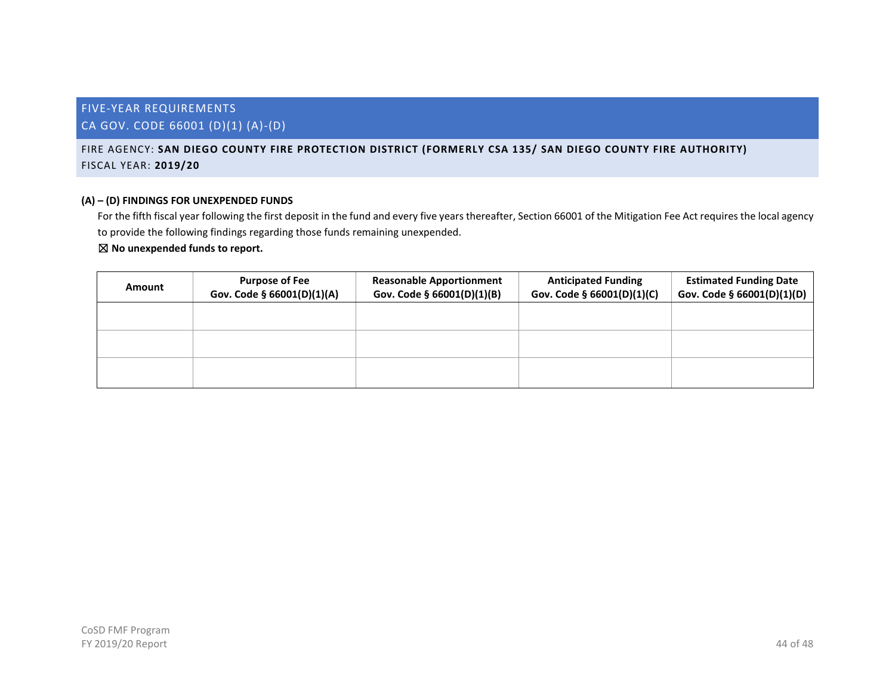## FIVE-YEAR REQUIREMENTS
## CA GOV. CODE 66001 (D)(1) (A)-(D)

FIRE AGENCY: **SAN DIEGO COUNTY FIRE PROTECTION DISTRICT (FORMERLY CSA 135/ SAN DIEGO COUNTY FIRE AUTHORITY)**
FISCAL YEAR: **2019/20**

**(A) – (D) FINDINGS FOR UNEXPENDED FUNDS**

For the fifth fiscal year following the first deposit in the fund and every five years thereafter, Section 66001 of the Mitigation Fee Act requires the local agency to provide the following findings regarding those funds remaining unexpended.

☒ **No unexpended funds to report.**

| Amount | Purpose of Fee Gov. Code § 66001(D)(1)(A) | Reasonable Apportionment Gov. Code § 66001(D)(1)(B) | Anticipated Funding Gov. Code § 66001(D)(1)(C) | Estimated Funding Date Gov. Code § 66001(D)(1)(D) |
|---|---|---|---|---|
| | | | | |
| | | | | |
| | | | | |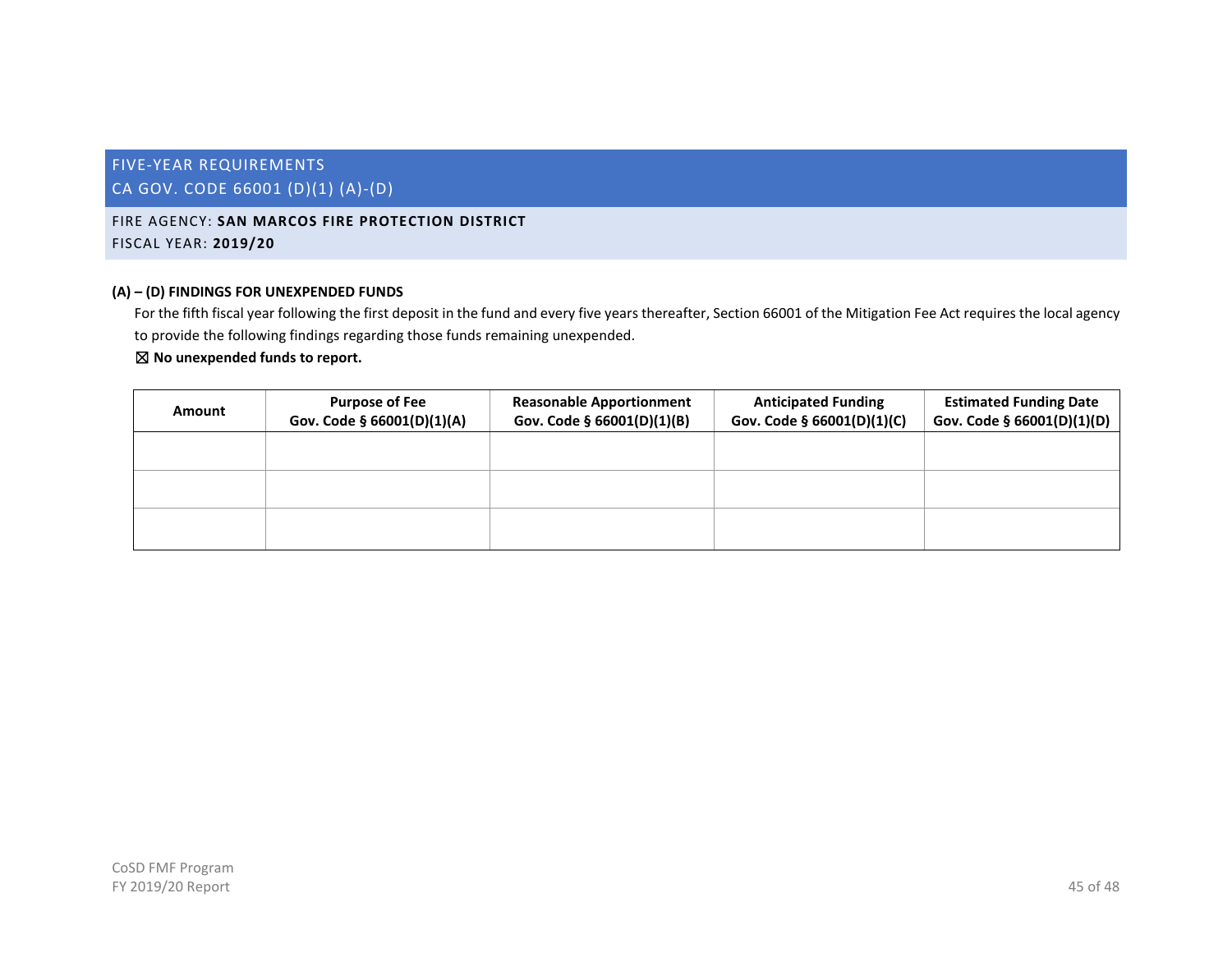## FIVE-YEAR REQUIREMENTS
## CA GOV. CODE 66001 (D)(1) (A)-(D)

FIRE AGENCY: **SAN MARCOS FIRE PROTECTION DISTRICT**
FISCAL YEAR: **2019/20**

**(A) – (D) FINDINGS FOR UNEXPENDED FUNDS**

For the fifth fiscal year following the first deposit in the fund and every five years thereafter, Section 66001 of the Mitigation Fee Act requires the local agency to provide the following findings regarding those funds remaining unexpended.

☒ **No unexpended funds to report.**

| Amount | Purpose of Fee Gov. Code § 66001(D)(1)(A) | Reasonable Apportionment Gov. Code § 66001(D)(1)(B) | Anticipated Funding Gov. Code § 66001(D)(1)(C) | Estimated Funding Date Gov. Code § 66001(D)(1)(D) |
|---|---|---|---|---|
| | | | | |
| | | | | |
| | | | | |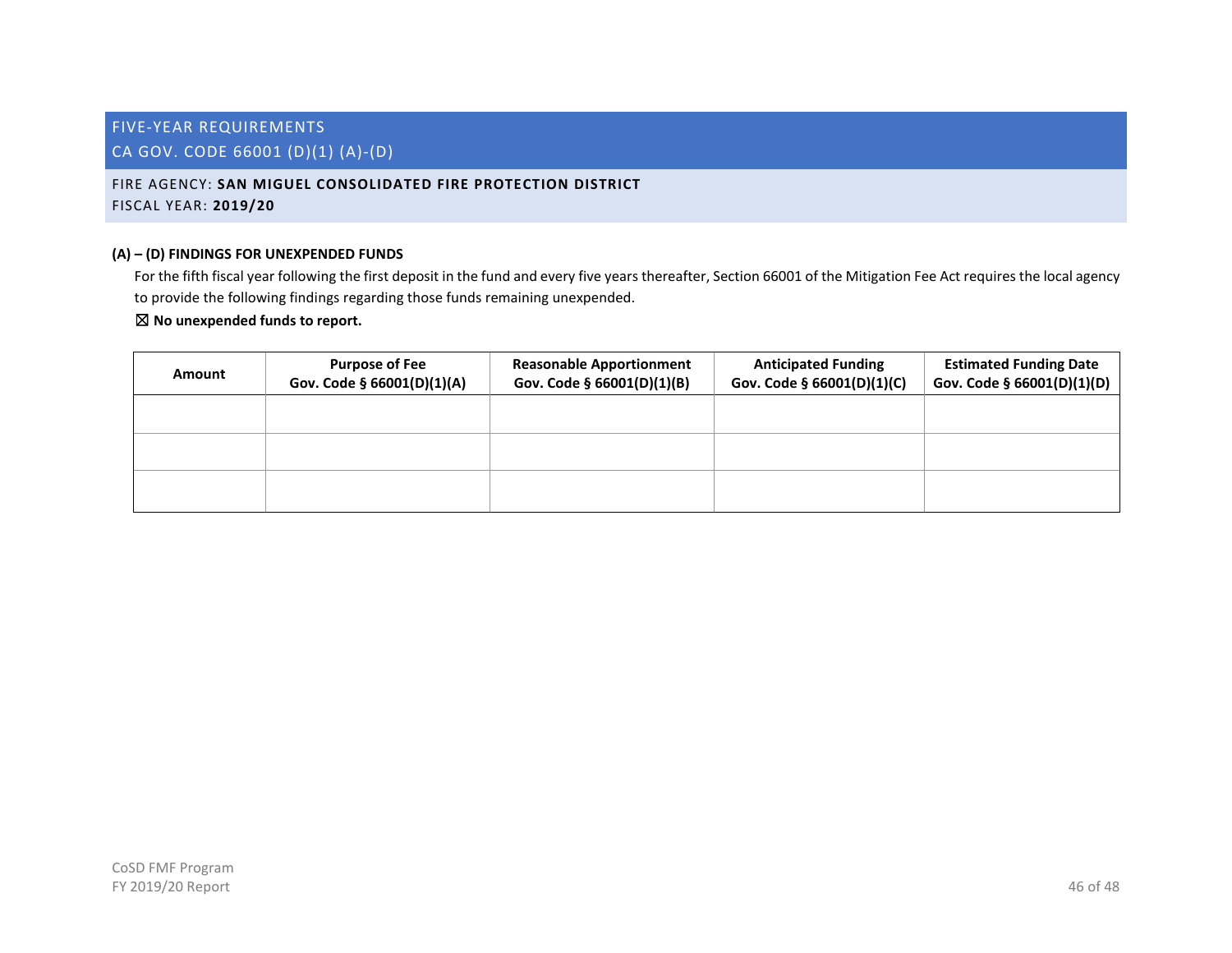## FIVE-YEAR REQUIREMENTS
## CA GOV. CODE 66001 (D)(1) (A)-(D)

FIRE AGENCY: **SAN MIGUEL CONSOLIDATED FIRE PROTECTION DISTRICT**
FISCAL YEAR: **2019/20**

### (A) – (D) FINDINGS FOR UNEXPENDED FUNDS

For the fifth fiscal year following the first deposit in the fund and every five years thereafter, Section 66001 of the Mitigation Fee Act requires the local agency to provide the following findings regarding those funds remaining unexpended.

☒ **No unexpended funds to report.**

| Amount | Purpose of Fee Gov. Code § 66001(D)(1)(A) | Reasonable Apportionment Gov. Code § 66001(D)(1)(B) | Anticipated Funding Gov. Code § 66001(D)(1)(C) | Estimated Funding Date Gov. Code § 66001(D)(1)(D) |
|---|---|---|---|---|
| | | | | |
| | | | | |
| | | | | |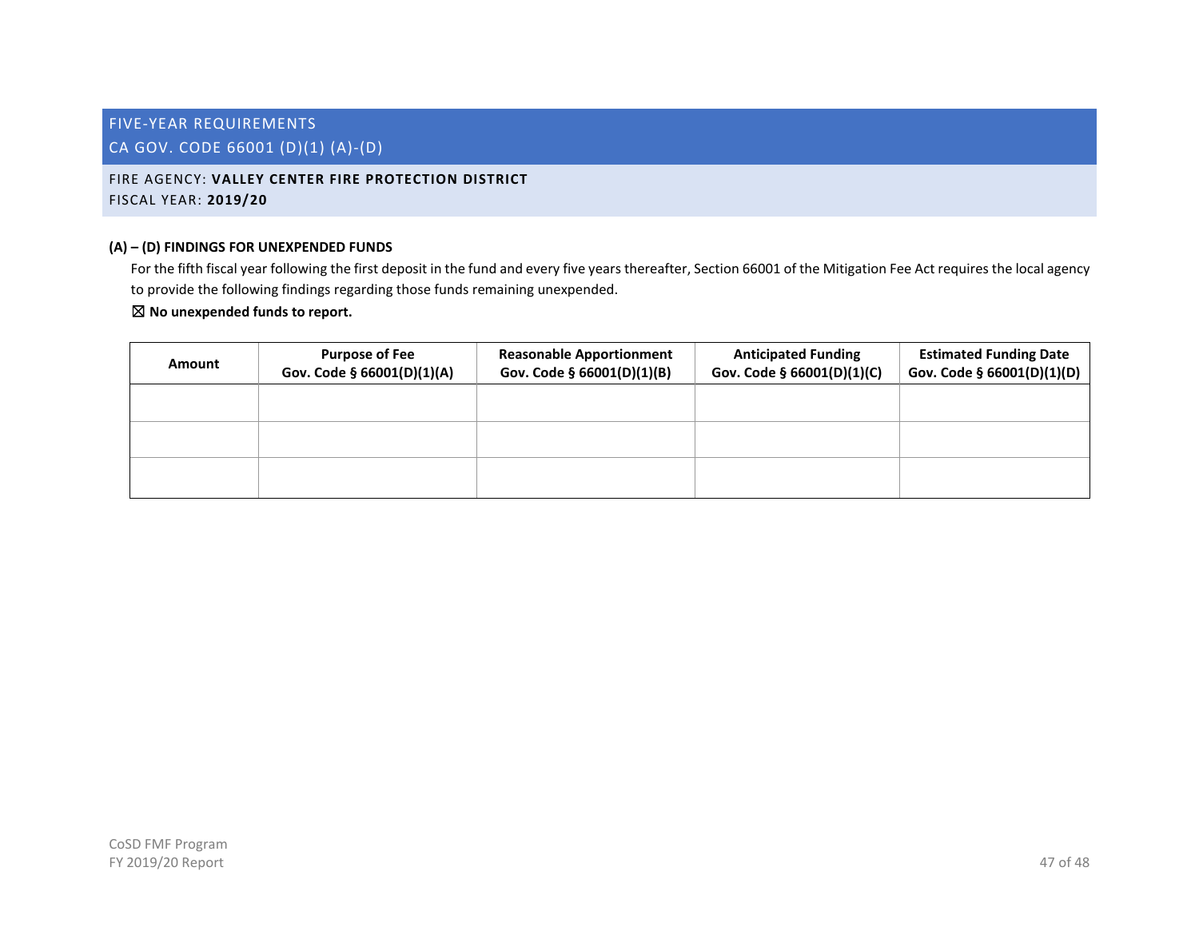# FIVE-YEAR REQUIREMENTS
## CA GOV. CODE 66001 (D)(1) (A)-(D)

FIRE AGENCY: **VALLEY CENTER FIRE PROTECTION DISTRICT**
FISCAL YEAR: **2019/20**

**(A) – (D) FINDINGS FOR UNEXPENDED FUNDS**

For the fifth fiscal year following the first deposit in the fund and every five years thereafter, Section 66001 of the Mitigation Fee Act requires the local agency to provide the following findings regarding those funds remaining unexpended.

☒ **No unexpended funds to report.**

| Amount | Purpose of Fee Gov. Code § 66001(D)(1)(A) | Reasonable Apportionment Gov. Code § 66001(D)(1)(B) | Anticipated Funding Gov. Code § 66001(D)(1)(C) | Estimated Funding Date Gov. Code § 66001(D)(1)(D) |
|---|---|---|---|---|
| | | | | |
| | | | | |
| | | | | |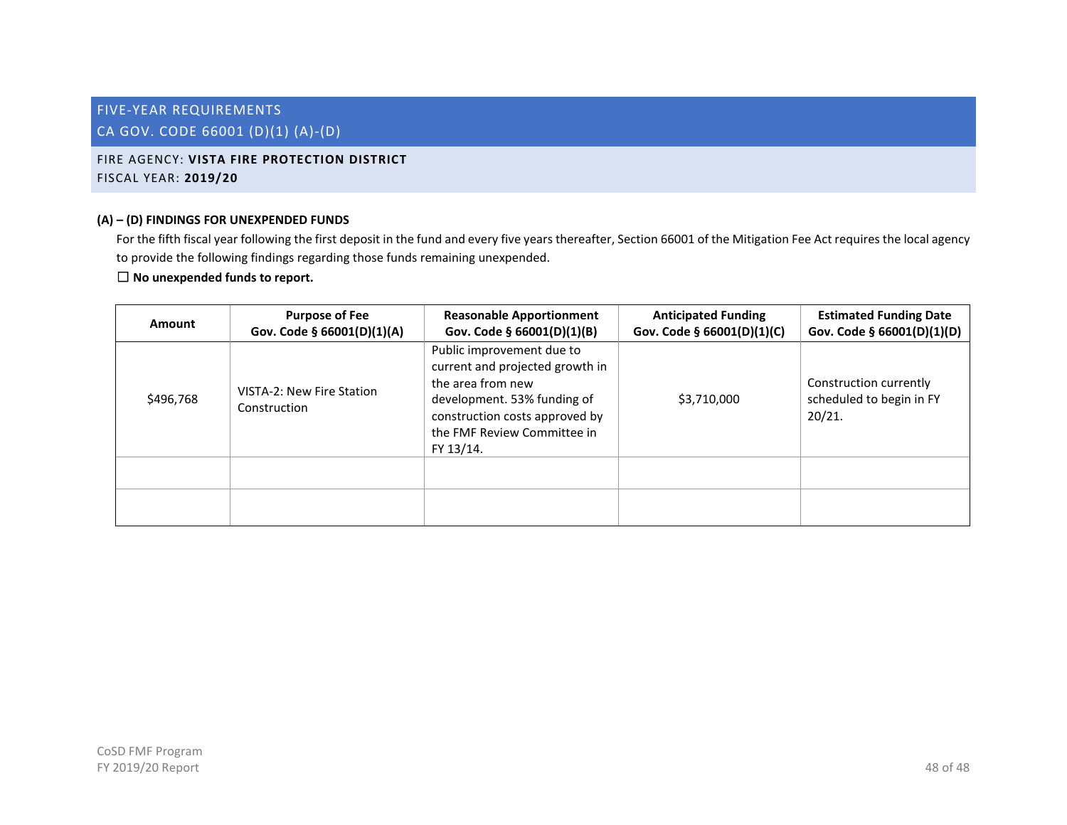## FIVE-YEAR REQUIREMENTS
## CA GOV. CODE 66001 (D)(1) (A)-(D)

FIRE AGENCY: **VISTA FIRE PROTECTION DISTRICT**
FISCAL YEAR: **2019/20**

**(A) – (D) FINDINGS FOR UNEXPENDED FUNDS**

For the fifth fiscal year following the first deposit in the fund and every five years thereafter, Section 66001 of the Mitigation Fee Act requires the local agency to provide the following findings regarding those funds remaining unexpended.

☐ **No unexpended funds to report.**

| Amount | Purpose of Fee Gov. Code § 66001(D)(1)(A) | Reasonable Apportionment Gov. Code § 66001(D)(1)(B) | Anticipated Funding Gov. Code § 66001(D)(1)(C) | Estimated Funding Date Gov. Code § 66001(D)(1)(D) |
|---|---|---|---|---|
| $496,768 | VISTA-2: New Fire Station Construction | Public improvement due to current and projected growth in the area from new development. 53% funding of construction costs approved by the FMF Review Committee in FY 13/14. | $3,710,000 | Construction currently scheduled to begin in FY 20/21. |
| | | | | |
| | | | | |

CoSD FMF Program
FY 2019/20 Report